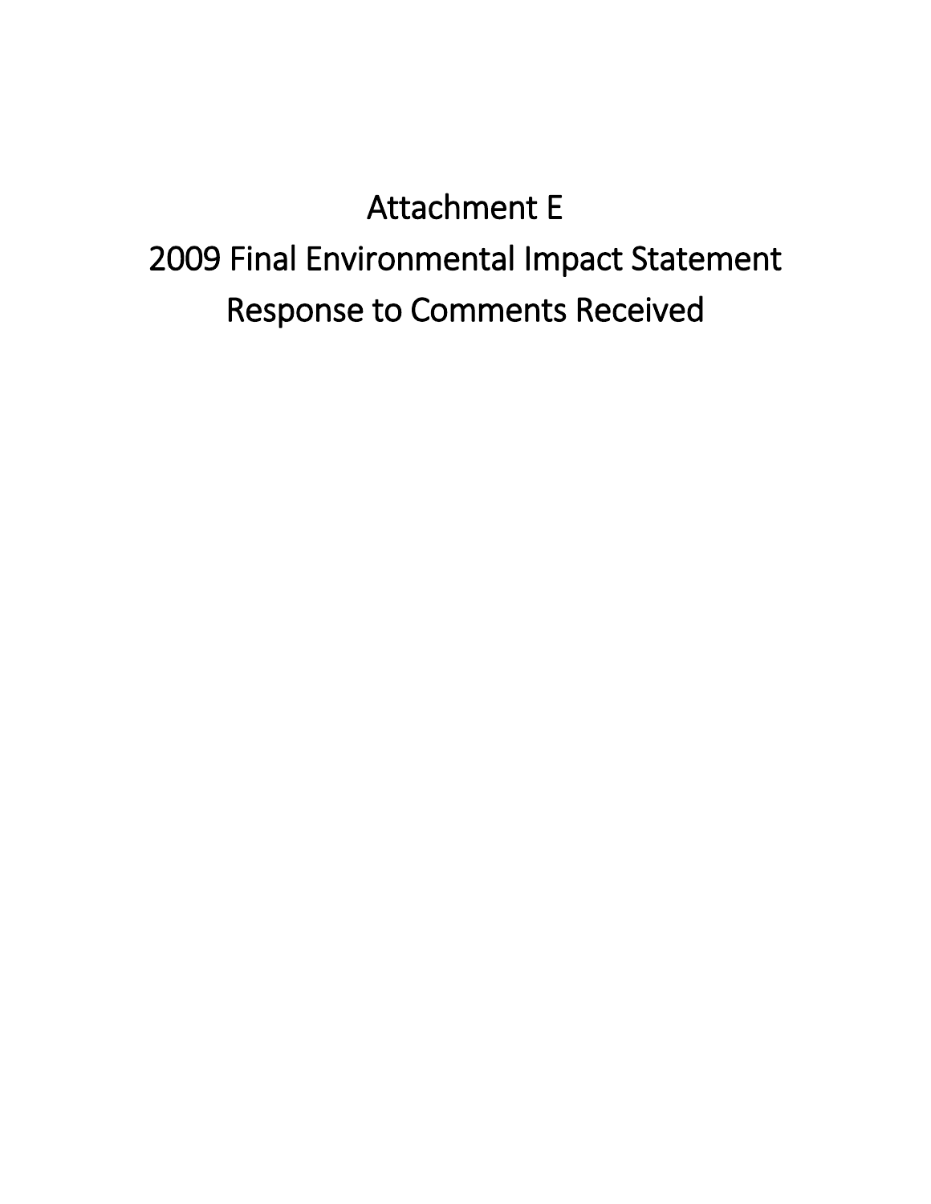# Attachment E
# 2009 Final Environmental Impact Statement
# Response to Comments Received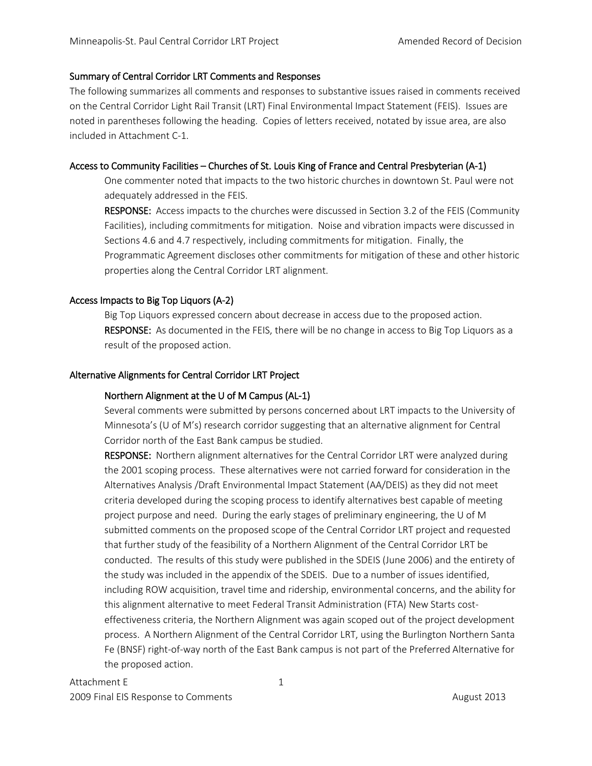## Summary of Central Corridor LRT Comments and Responses

The following summarizes all comments and responses to substantive issues raised in comments received on the Central Corridor Light Rail Transit (LRT) Final Environmental Impact Statement (FEIS). Issues are noted in parentheses following the heading. Copies of letters received, notated by issue area, are also included in Attachment C-1.

### Access to Community Facilities – Churches of St. Louis King of France and Central Presbyterian (A-1)

One commenter noted that impacts to the two historic churches in downtown St. Paul were not adequately addressed in the FEIS.

**RESPONSE:** Access impacts to the churches were discussed in Section 3.2 of the FEIS (Community Facilities), including commitments for mitigation. Noise and vibration impacts were discussed in Sections 4.6 and 4.7 respectively, including commitments for mitigation. Finally, the Programmatic Agreement discloses other commitments for mitigation of these and other historic properties along the Central Corridor LRT alignment.

### Access Impacts to Big Top Liquors (A-2)

Big Top Liquors expressed concern about decrease in access due to the proposed action.

**RESPONSE:** As documented in the FEIS, there will be no change in access to Big Top Liquors as a result of the proposed action.

### Alternative Alignments for Central Corridor LRT Project

#### Northern Alignment at the U of M Campus (AL-1)

Several comments were submitted by persons concerned about LRT impacts to the University of Minnesota's (U of M's) research corridor suggesting that an alternative alignment for Central Corridor north of the East Bank campus be studied.

**RESPONSE:** Northern alignment alternatives for the Central Corridor LRT were analyzed during the 2001 scoping process. These alternatives were not carried forward for consideration in the Alternatives Analysis /Draft Environmental Impact Statement (AA/DEIS) as they did not meet criteria developed during the scoping process to identify alternatives best capable of meeting project purpose and need. During the early stages of preliminary engineering, the U of M submitted comments on the proposed scope of the Central Corridor LRT project and requested that further study of the feasibility of a Northern Alignment of the Central Corridor LRT be conducted. The results of this study were published in the SDEIS (June 2006) and the entirety of the study was included in the appendix of the SDEIS. Due to a number of issues identified, including ROW acquisition, travel time and ridership, environmental concerns, and the ability for this alignment alternative to meet Federal Transit Administration (FTA) New Starts cost-effectiveness criteria, the Northern Alignment was again scoped out of the project development process. A Northern Alignment of the Central Corridor LRT, using the Burlington Northern Santa Fe (BNSF) right-of-way north of the East Bank campus is not part of the Preferred Alternative for the proposed action.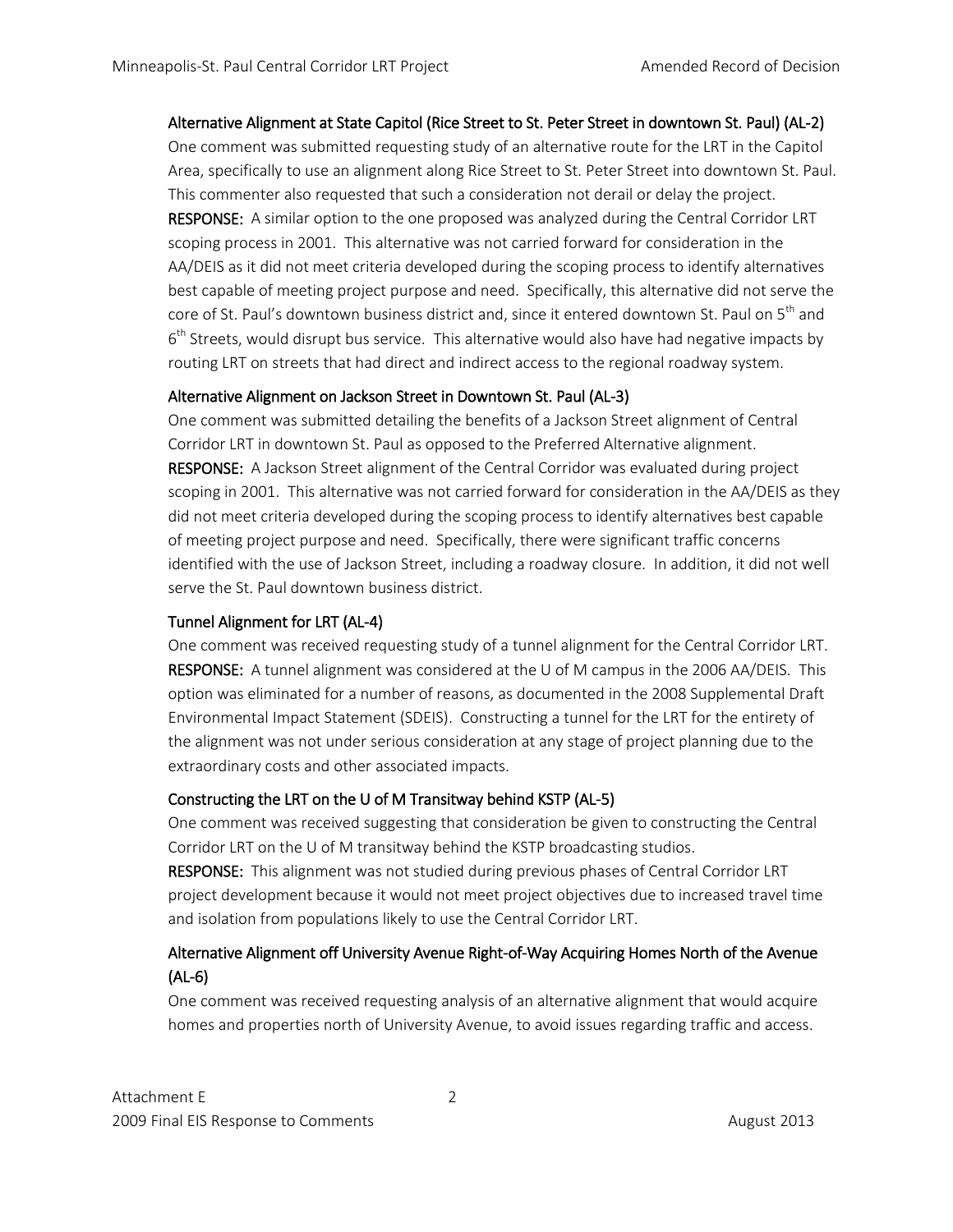### Alternative Alignment at State Capitol (Rice Street to St. Peter Street in downtown St. Paul) (AL-2)

One comment was submitted requesting study of an alternative route for the LRT in the Capitol Area, specifically to use an alignment along Rice Street to St. Peter Street into downtown St. Paul. This commenter also requested that such a consideration not derail or delay the project.

**RESPONSE:** A similar option to the one proposed was analyzed during the Central Corridor LRT scoping process in 2001. This alternative was not carried forward for consideration in the AA/DEIS as it did not meet criteria developed during the scoping process to identify alternatives best capable of meeting project purpose and need. Specifically, this alternative did not serve the core of St. Paul's downtown business district and, since it entered downtown St. Paul on 5th and 6th Streets, would disrupt bus service. This alternative would also have had negative impacts by routing LRT on streets that had direct and indirect access to the regional roadway system.

### Alternative Alignment on Jackson Street in Downtown St. Paul (AL-3)

One comment was submitted detailing the benefits of a Jackson Street alignment of Central Corridor LRT in downtown St. Paul as opposed to the Preferred Alternative alignment.

**RESPONSE:** A Jackson Street alignment of the Central Corridor was evaluated during project scoping in 2001. This alternative was not carried forward for consideration in the AA/DEIS as they did not meet criteria developed during the scoping process to identify alternatives best capable of meeting project purpose and need. Specifically, there were significant traffic concerns identified with the use of Jackson Street, including a roadway closure. In addition, it did not well serve the St. Paul downtown business district.

### Tunnel Alignment for LRT (AL-4)

One comment was received requesting study of a tunnel alignment for the Central Corridor LRT.

**RESPONSE:** A tunnel alignment was considered at the U of M campus in the 2006 AA/DEIS. This option was eliminated for a number of reasons, as documented in the 2008 Supplemental Draft Environmental Impact Statement (SDEIS). Constructing a tunnel for the LRT for the entirety of the alignment was not under serious consideration at any stage of project planning due to the extraordinary costs and other associated impacts.

### Constructing the LRT on the U of M Transitway behind KSTP (AL-5)

One comment was received suggesting that consideration be given to constructing the Central Corridor LRT on the U of M transitway behind the KSTP broadcasting studios.

**RESPONSE:** This alignment was not studied during previous phases of Central Corridor LRT project development because it would not meet project objectives due to increased travel time and isolation from populations likely to use the Central Corridor LRT.

### Alternative Alignment off University Avenue Right-of-Way Acquiring Homes North of the Avenue (AL-6)

One comment was received requesting analysis of an alternative alignment that would acquire homes and properties north of University Avenue, to avoid issues regarding traffic and access.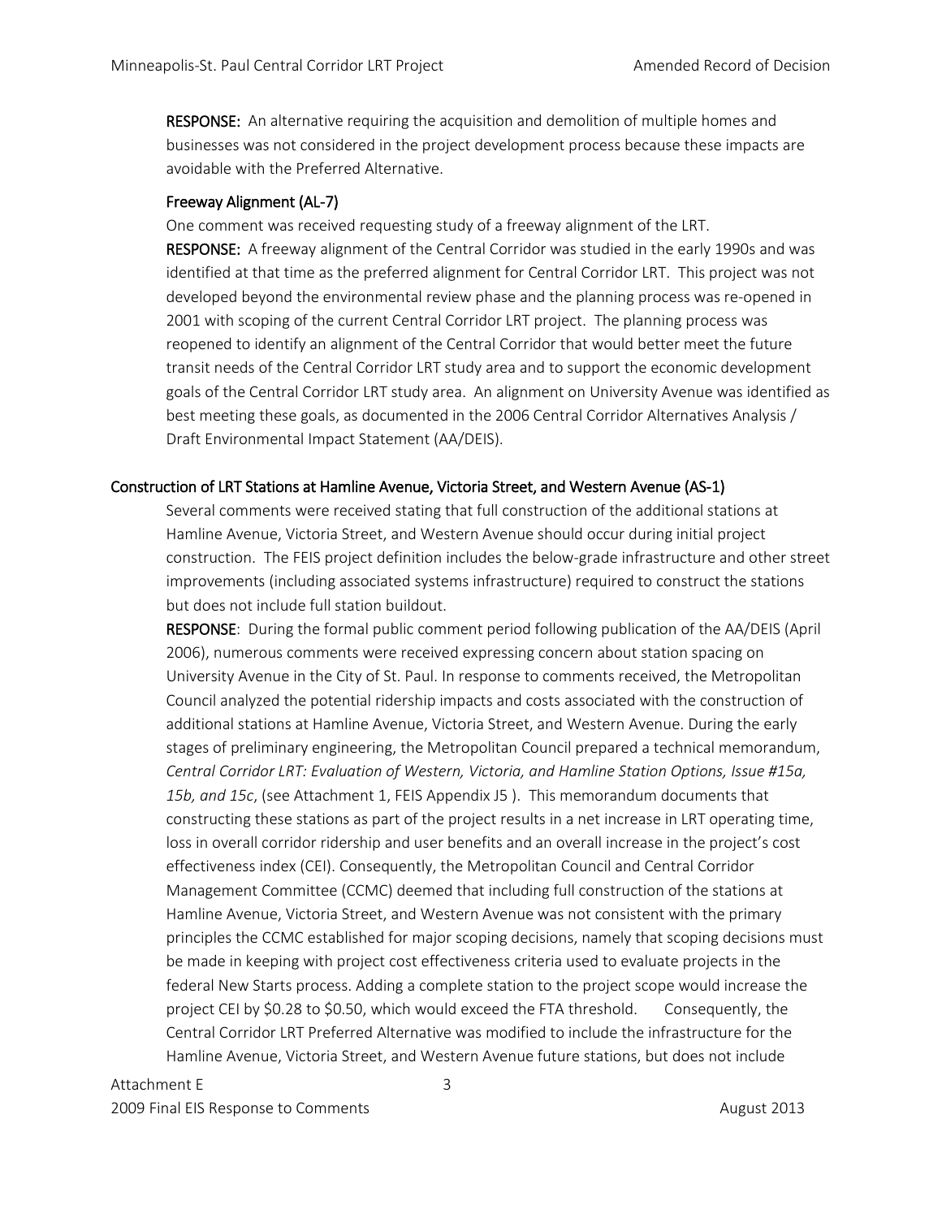**RESPONSE:** An alternative requiring the acquisition and demolition of multiple homes and businesses was not considered in the project development process because these impacts are avoidable with the Preferred Alternative.

### Freeway Alignment (AL-7)

One comment was received requesting study of a freeway alignment of the LRT.

**RESPONSE:** A freeway alignment of the Central Corridor was studied in the early 1990s and was identified at that time as the preferred alignment for Central Corridor LRT. This project was not developed beyond the environmental review phase and the planning process was re-opened in 2001 with scoping of the current Central Corridor LRT project. The planning process was reopened to identify an alignment of the Central Corridor that would better meet the future transit needs of the Central Corridor LRT study area and to support the economic development goals of the Central Corridor LRT study area. An alignment on University Avenue was identified as best meeting these goals, as documented in the 2006 Central Corridor Alternatives Analysis / Draft Environmental Impact Statement (AA/DEIS).

## Construction of LRT Stations at Hamline Avenue, Victoria Street, and Western Avenue (AS-1)

Several comments were received stating that full construction of the additional stations at Hamline Avenue, Victoria Street, and Western Avenue should occur during initial project construction. The FEIS project definition includes the below-grade infrastructure and other street improvements (including associated systems infrastructure) required to construct the stations but does not include full station buildout.

**RESPONSE**: During the formal public comment period following publication of the AA/DEIS (April 2006), numerous comments were received expressing concern about station spacing on University Avenue in the City of St. Paul. In response to comments received, the Metropolitan Council analyzed the potential ridership impacts and costs associated with the construction of additional stations at Hamline Avenue, Victoria Street, and Western Avenue. During the early stages of preliminary engineering, the Metropolitan Council prepared a technical memorandum, *Central Corridor LRT: Evaluation of Western, Victoria, and Hamline Station Options, Issue #15a, 15b, and 15c*, (see Attachment 1, FEIS Appendix J5 ). This memorandum documents that constructing these stations as part of the project results in a net increase in LRT operating time, loss in overall corridor ridership and user benefits and an overall increase in the project's cost effectiveness index (CEI). Consequently, the Metropolitan Council and Central Corridor Management Committee (CCMC) deemed that including full construction of the stations at Hamline Avenue, Victoria Street, and Western Avenue was not consistent with the primary principles the CCMC established for major scoping decisions, namely that scoping decisions must be made in keeping with project cost effectiveness criteria used to evaluate projects in the federal New Starts process. Adding a complete station to the project scope would increase the project CEI by $0.28 to $0.50, which would exceed the FTA threshold. Consequently, the Central Corridor LRT Preferred Alternative was modified to include the infrastructure for the Hamline Avenue, Victoria Street, and Western Avenue future stations, but does not include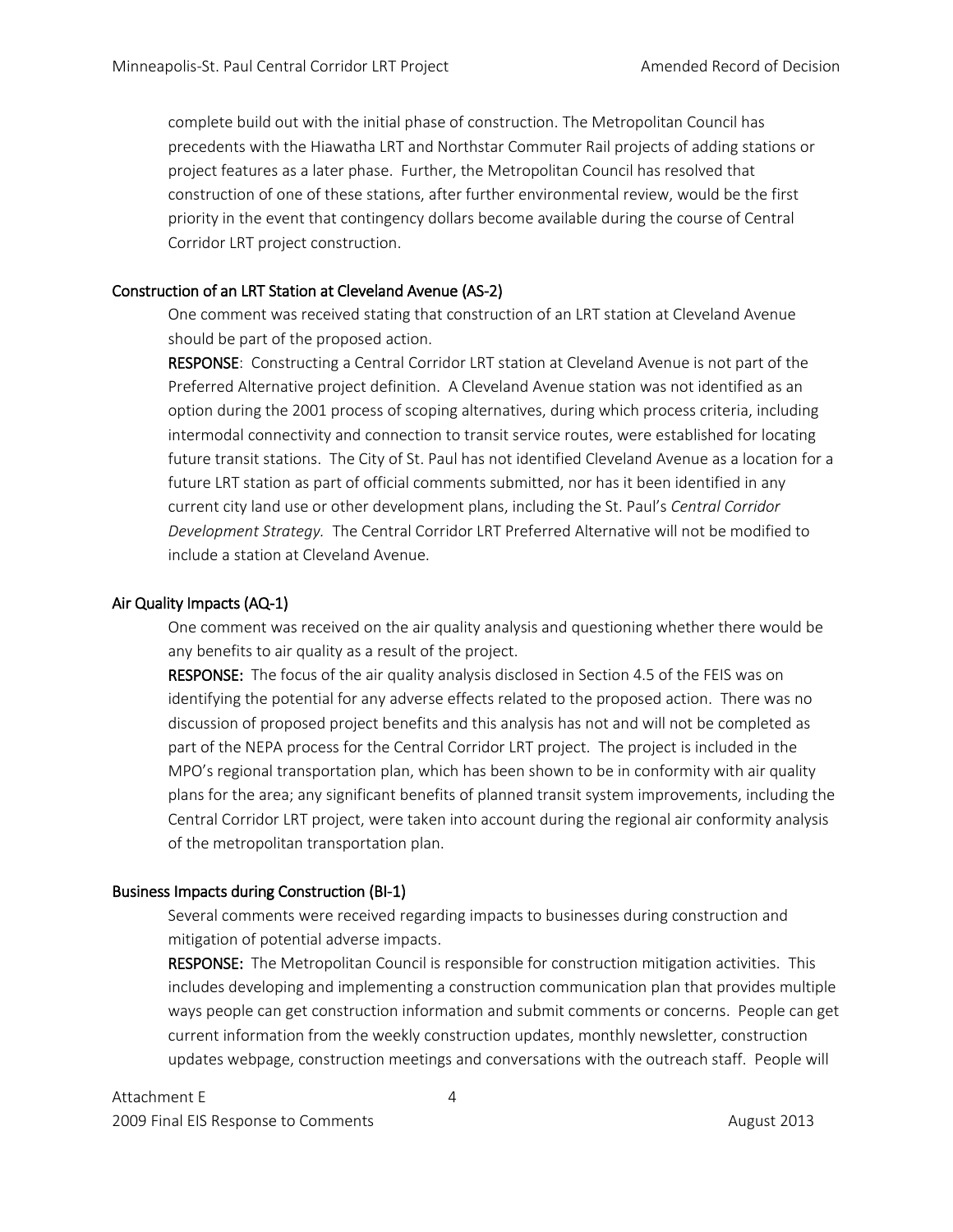complete build out with the initial phase of construction. The Metropolitan Council has precedents with the Hiawatha LRT and Northstar Commuter Rail projects of adding stations or project features as a later phase. Further, the Metropolitan Council has resolved that construction of one of these stations, after further environmental review, would be the first priority in the event that contingency dollars become available during the course of Central Corridor LRT project construction.

### Construction of an LRT Station at Cleveland Avenue (AS-2)

One comment was received stating that construction of an LRT station at Cleveland Avenue should be part of the proposed action.

**RESPONSE**: Constructing a Central Corridor LRT station at Cleveland Avenue is not part of the Preferred Alternative project definition. A Cleveland Avenue station was not identified as an option during the 2001 process of scoping alternatives, during which process criteria, including intermodal connectivity and connection to transit service routes, were established for locating future transit stations. The City of St. Paul has not identified Cleveland Avenue as a location for a future LRT station as part of official comments submitted, nor has it been identified in any current city land use or other development plans, including the St. Paul's *Central Corridor Development Strategy.* The Central Corridor LRT Preferred Alternative will not be modified to include a station at Cleveland Avenue.

### Air Quality Impacts (AQ-1)

One comment was received on the air quality analysis and questioning whether there would be any benefits to air quality as a result of the project.

**RESPONSE:** The focus of the air quality analysis disclosed in Section 4.5 of the FEIS was on identifying the potential for any adverse effects related to the proposed action. There was no discussion of proposed project benefits and this analysis has not and will not be completed as part of the NEPA process for the Central Corridor LRT project. The project is included in the MPO's regional transportation plan, which has been shown to be in conformity with air quality plans for the area; any significant benefits of planned transit system improvements, including the Central Corridor LRT project, were taken into account during the regional air conformity analysis of the metropolitan transportation plan.

### Business Impacts during Construction (BI-1)

Several comments were received regarding impacts to businesses during construction and mitigation of potential adverse impacts.

**RESPONSE:** The Metropolitan Council is responsible for construction mitigation activities. This includes developing and implementing a construction communication plan that provides multiple ways people can get construction information and submit comments or concerns. People can get current information from the weekly construction updates, monthly newsletter, construction updates webpage, construction meetings and conversations with the outreach staff. People will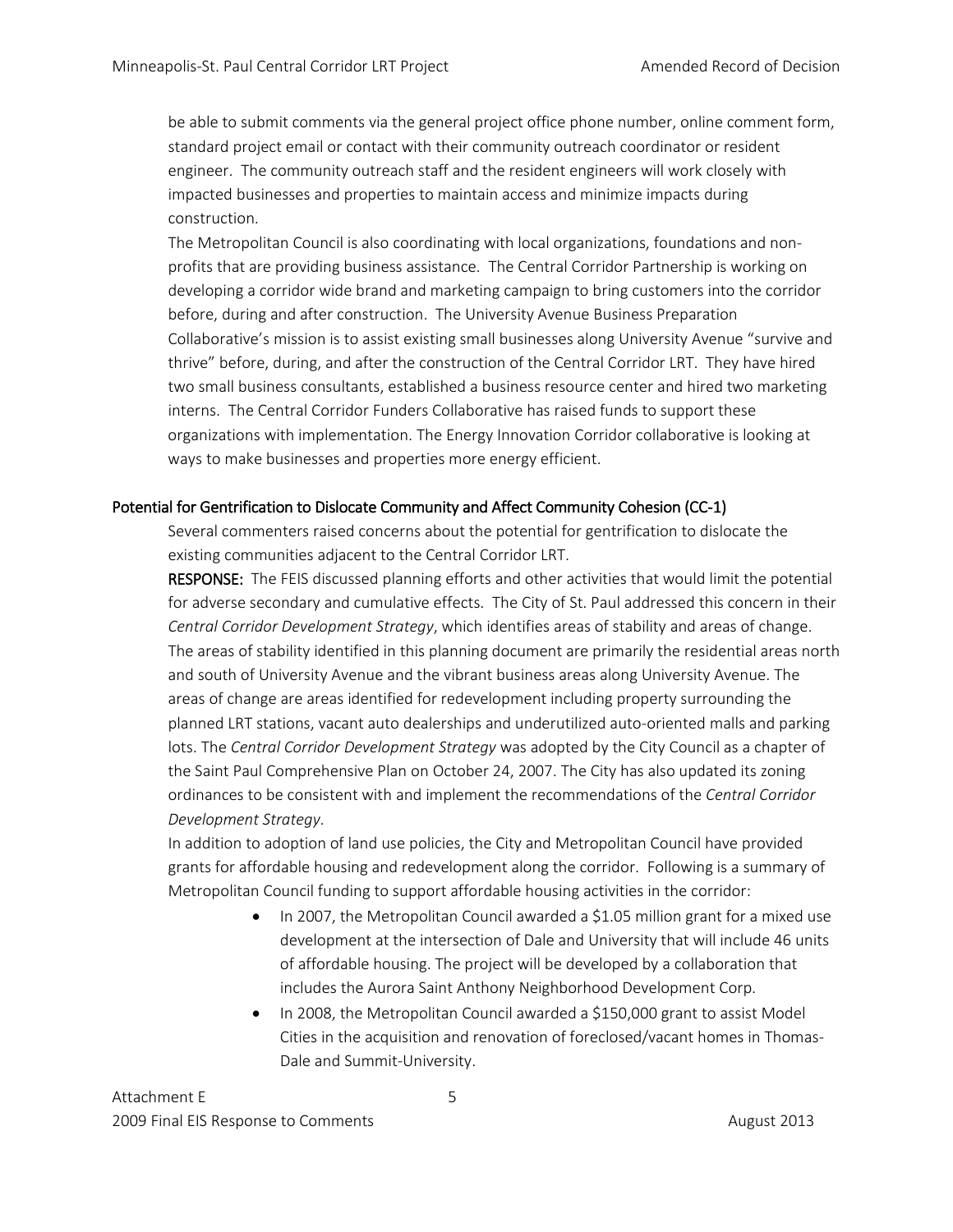be able to submit comments via the general project office phone number, online comment form, standard project email or contact with their community outreach coordinator or resident engineer. The community outreach staff and the resident engineers will work closely with impacted businesses and properties to maintain access and minimize impacts during construction.

The Metropolitan Council is also coordinating with local organizations, foundations and non-profits that are providing business assistance. The Central Corridor Partnership is working on developing a corridor wide brand and marketing campaign to bring customers into the corridor before, during and after construction. The University Avenue Business Preparation Collaborative's mission is to assist existing small businesses along University Avenue "survive and thrive" before, during, and after the construction of the Central Corridor LRT. They have hired two small business consultants, established a business resource center and hired two marketing interns. The Central Corridor Funders Collaborative has raised funds to support these organizations with implementation. The Energy Innovation Corridor collaborative is looking at ways to make businesses and properties more energy efficient.

## Potential for Gentrification to Dislocate Community and Affect Community Cohesion (CC-1)

Several commenters raised concerns about the potential for gentrification to dislocate the existing communities adjacent to the Central Corridor LRT.

**RESPONSE:** The FEIS discussed planning efforts and other activities that would limit the potential for adverse secondary and cumulative effects. The City of St. Paul addressed this concern in their *Central Corridor Development Strategy*, which identifies areas of stability and areas of change. The areas of stability identified in this planning document are primarily the residential areas north and south of University Avenue and the vibrant business areas along University Avenue. The areas of change are areas identified for redevelopment including property surrounding the planned LRT stations, vacant auto dealerships and underutilized auto-oriented malls and parking lots. The *Central Corridor Development Strategy* was adopted by the City Council as a chapter of the Saint Paul Comprehensive Plan on October 24, 2007. The City has also updated its zoning ordinances to be consistent with and implement the recommendations of the *Central Corridor Development Strategy*.

In addition to adoption of land use policies, the City and Metropolitan Council have provided grants for affordable housing and redevelopment along the corridor. Following is a summary of Metropolitan Council funding to support affordable housing activities in the corridor:

- In 2007, the Metropolitan Council awarded a $1.05 million grant for a mixed use development at the intersection of Dale and University that will include 46 units of affordable housing. The project will be developed by a collaboration that includes the Aurora Saint Anthony Neighborhood Development Corp.
- In 2008, the Metropolitan Council awarded a $150,000 grant to assist Model Cities in the acquisition and renovation of foreclosed/vacant homes in Thomas-Dale and Summit-University.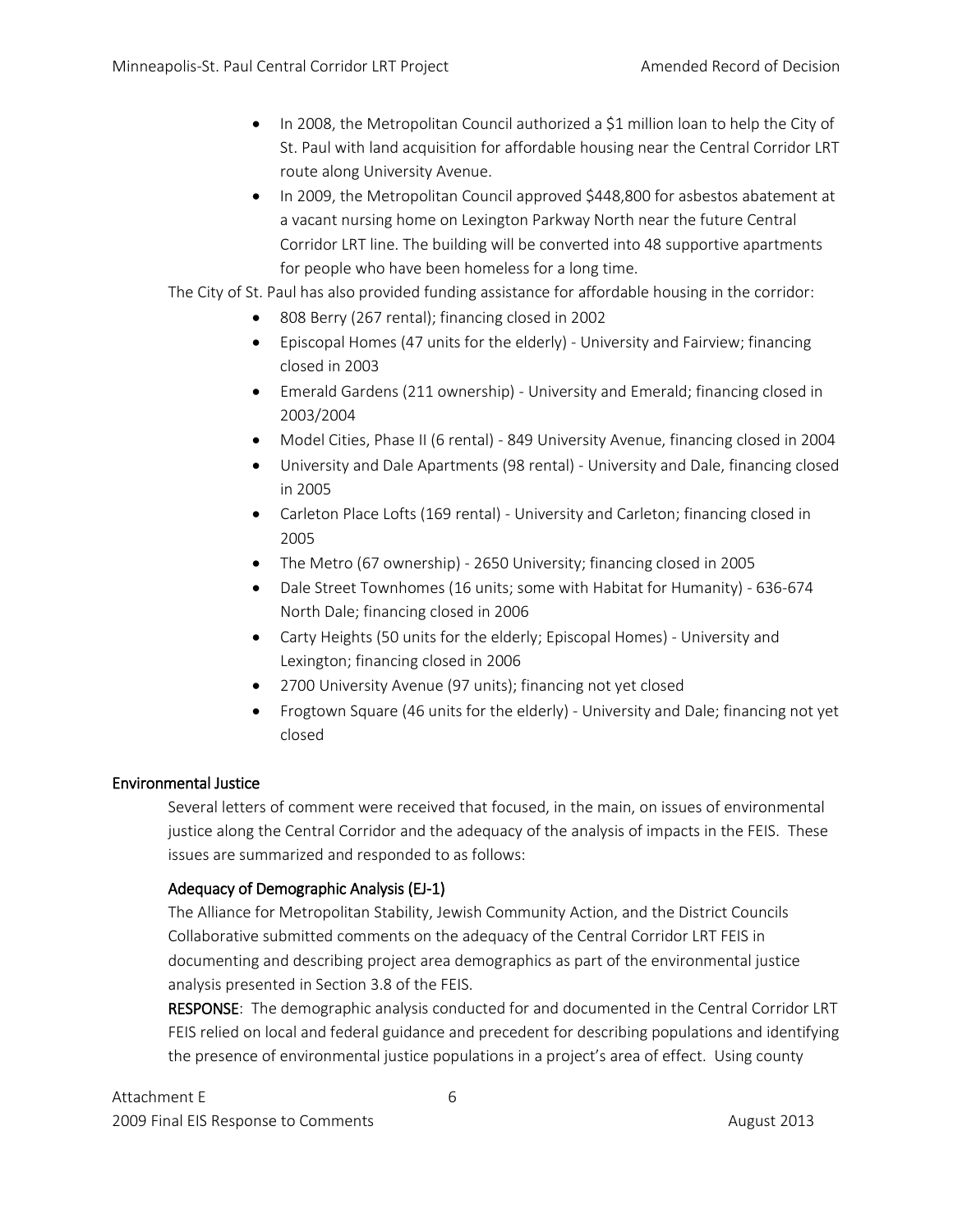- In 2008, the Metropolitan Council authorized a $1 million loan to help the City of St. Paul with land acquisition for affordable housing near the Central Corridor LRT route along University Avenue.
- In 2009, the Metropolitan Council approved $448,800 for asbestos abatement at a vacant nursing home on Lexington Parkway North near the future Central Corridor LRT line. The building will be converted into 48 supportive apartments for people who have been homeless for a long time.

The City of St. Paul has also provided funding assistance for affordable housing in the corridor:

- 808 Berry (267 rental); financing closed in 2002
- Episcopal Homes (47 units for the elderly) - University and Fairview; financing closed in 2003
- Emerald Gardens (211 ownership) - University and Emerald; financing closed in 2003/2004
- Model Cities, Phase II (6 rental) - 849 University Avenue, financing closed in 2004
- University and Dale Apartments (98 rental) - University and Dale, financing closed in 2005
- Carleton Place Lofts (169 rental) - University and Carleton; financing closed in 2005
- The Metro (67 ownership) - 2650 University; financing closed in 2005
- Dale Street Townhomes (16 units; some with Habitat for Humanity) - 636-674 North Dale; financing closed in 2006
- Carty Heights (50 units for the elderly; Episcopal Homes) - University and Lexington; financing closed in 2006
- 2700 University Avenue (97 units); financing not yet closed
- Frogtown Square (46 units for the elderly) - University and Dale; financing not yet closed

## Environmental Justice

Several letters of comment were received that focused, in the main, on issues of environmental justice along the Central Corridor and the adequacy of the analysis of impacts in the FEIS. These issues are summarized and responded to as follows:

### Adequacy of Demographic Analysis (EJ-1)

The Alliance for Metropolitan Stability, Jewish Community Action, and the District Councils Collaborative submitted comments on the adequacy of the Central Corridor LRT FEIS in documenting and describing project area demographics as part of the environmental justice analysis presented in Section 3.8 of the FEIS.

**RESPONSE**: The demographic analysis conducted for and documented in the Central Corridor LRT FEIS relied on local and federal guidance and precedent for describing populations and identifying the presence of environmental justice populations in a project's area of effect. Using county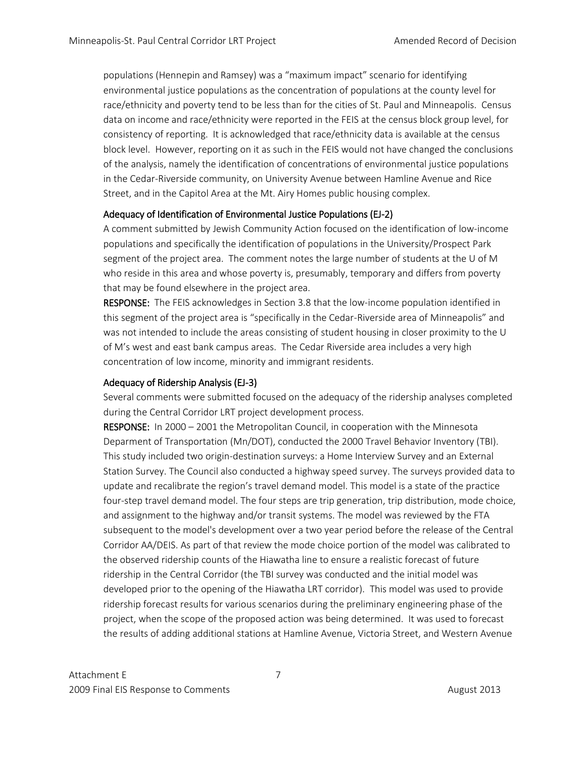populations (Hennepin and Ramsey) was a "maximum impact" scenario for identifying environmental justice populations as the concentration of populations at the county level for race/ethnicity and poverty tend to be less than for the cities of St. Paul and Minneapolis. Census data on income and race/ethnicity were reported in the FEIS at the census block group level, for consistency of reporting. It is acknowledged that race/ethnicity data is available at the census block level. However, reporting on it as such in the FEIS would not have changed the conclusions of the analysis, namely the identification of concentrations of environmental justice populations in the Cedar-Riverside community, on University Avenue between Hamline Avenue and Rice Street, and in the Capitol Area at the Mt. Airy Homes public housing complex.

### Adequacy of Identification of Environmental Justice Populations (EJ-2)

A comment submitted by Jewish Community Action focused on the identification of low-income populations and specifically the identification of populations in the University/Prospect Park segment of the project area. The comment notes the large number of students at the U of M who reside in this area and whose poverty is, presumably, temporary and differs from poverty that may be found elsewhere in the project area.

**RESPONSE:** The FEIS acknowledges in Section 3.8 that the low-income population identified in this segment of the project area is "specifically in the Cedar-Riverside area of Minneapolis" and was not intended to include the areas consisting of student housing in closer proximity to the U of M's west and east bank campus areas. The Cedar Riverside area includes a very high concentration of low income, minority and immigrant residents.

### Adequacy of Ridership Analysis (EJ-3)

Several comments were submitted focused on the adequacy of the ridership analyses completed during the Central Corridor LRT project development process.

**RESPONSE:** In 2000 – 2001 the Metropolitan Council, in cooperation with the Minnesota Deparment of Transportation (Mn/DOT), conducted the 2000 Travel Behavior Inventory (TBI). This study included two origin-destination surveys: a Home Interview Survey and an External Station Survey. The Council also conducted a highway speed survey. The surveys provided data to update and recalibrate the region's travel demand model. This model is a state of the practice four-step travel demand model. The four steps are trip generation, trip distribution, mode choice, and assignment to the highway and/or transit systems. The model was reviewed by the FTA subsequent to the model's development over a two year period before the release of the Central Corridor AA/DEIS. As part of that review the mode choice portion of the model was calibrated to the observed ridership counts of the Hiawatha line to ensure a realistic forecast of future ridership in the Central Corridor (the TBI survey was conducted and the initial model was developed prior to the opening of the Hiawatha LRT corridor). This model was used to provide ridership forecast results for various scenarios during the preliminary engineering phase of the project, when the scope of the proposed action was being determined. It was used to forecast the results of adding additional stations at Hamline Avenue, Victoria Street, and Western Avenue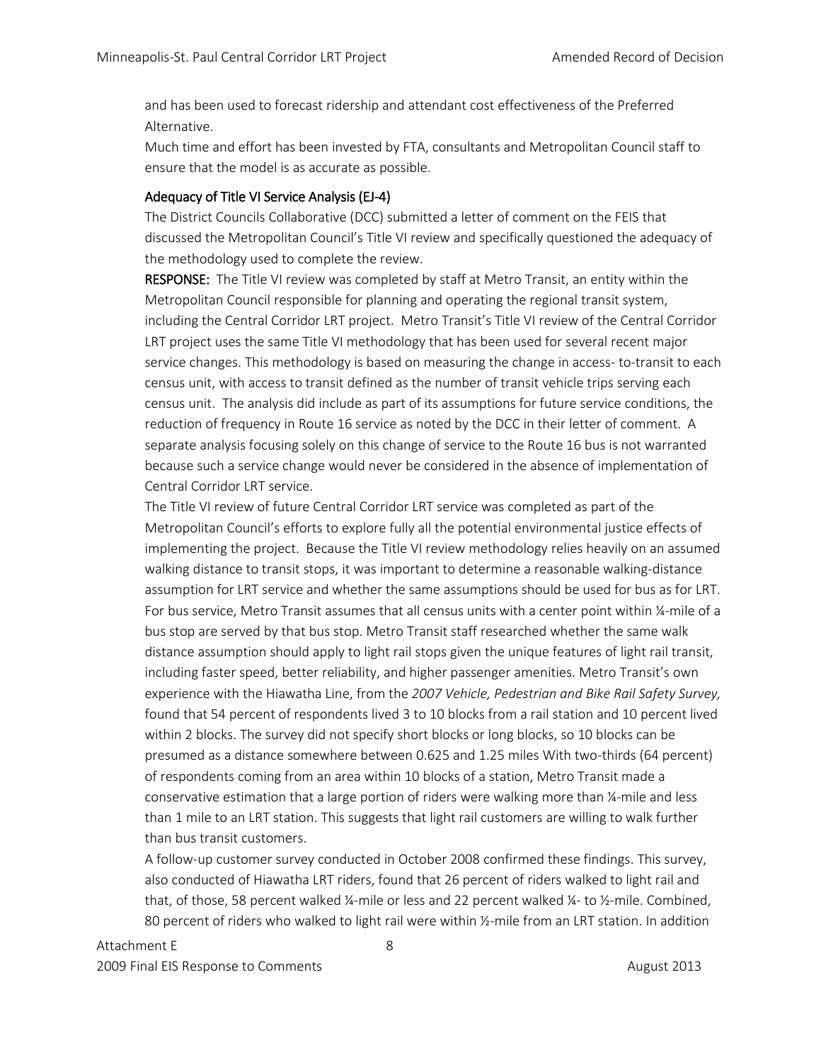and has been used to forecast ridership and attendant cost effectiveness of the Preferred Alternative.

Much time and effort has been invested by FTA, consultants and Metropolitan Council staff to ensure that the model is as accurate as possible.

### Adequacy of Title VI Service Analysis (EJ-4)

The District Councils Collaborative (DCC) submitted a letter of comment on the FEIS that discussed the Metropolitan Council's Title VI review and specifically questioned the adequacy of the methodology used to complete the review.

**RESPONSE:** The Title VI review was completed by staff at Metro Transit, an entity within the Metropolitan Council responsible for planning and operating the regional transit system, including the Central Corridor LRT project. Metro Transit's Title VI review of the Central Corridor LRT project uses the same Title VI methodology that has been used for several recent major service changes. This methodology is based on measuring the change in access- to-transit to each census unit, with access to transit defined as the number of transit vehicle trips serving each census unit. The analysis did include as part of its assumptions for future service conditions, the reduction of frequency in Route 16 service as noted by the DCC in their letter of comment. A separate analysis focusing solely on this change of service to the Route 16 bus is not warranted because such a service change would never be considered in the absence of implementation of Central Corridor LRT service.

The Title VI review of future Central Corridor LRT service was completed as part of the Metropolitan Council's efforts to explore fully all the potential environmental justice effects of implementing the project. Because the Title VI review methodology relies heavily on an assumed walking distance to transit stops, it was important to determine a reasonable walking-distance assumption for LRT service and whether the same assumptions should be used for bus as for LRT. For bus service, Metro Transit assumes that all census units with a center point within ¼-mile of a bus stop are served by that bus stop. Metro Transit staff researched whether the same walk distance assumption should apply to light rail stops given the unique features of light rail transit, including faster speed, better reliability, and higher passenger amenities. Metro Transit's own experience with the Hiawatha Line, from the *2007 Vehicle, Pedestrian and Bike Rail Safety Survey,* found that 54 percent of respondents lived 3 to 10 blocks from a rail station and 10 percent lived within 2 blocks. The survey did not specify short blocks or long blocks, so 10 blocks can be presumed as a distance somewhere between 0.625 and 1.25 miles With two-thirds (64 percent) of respondents coming from an area within 10 blocks of a station, Metro Transit made a conservative estimation that a large portion of riders were walking more than ¼-mile and less than 1 mile to an LRT station. This suggests that light rail customers are willing to walk further than bus transit customers.

A follow-up customer survey conducted in October 2008 confirmed these findings. This survey, also conducted of Hiawatha LRT riders, found that 26 percent of riders walked to light rail and that, of those, 58 percent walked ¼-mile or less and 22 percent walked ¼- to ½-mile. Combined, 80 percent of riders who walked to light rail were within ½-mile from an LRT station. In addition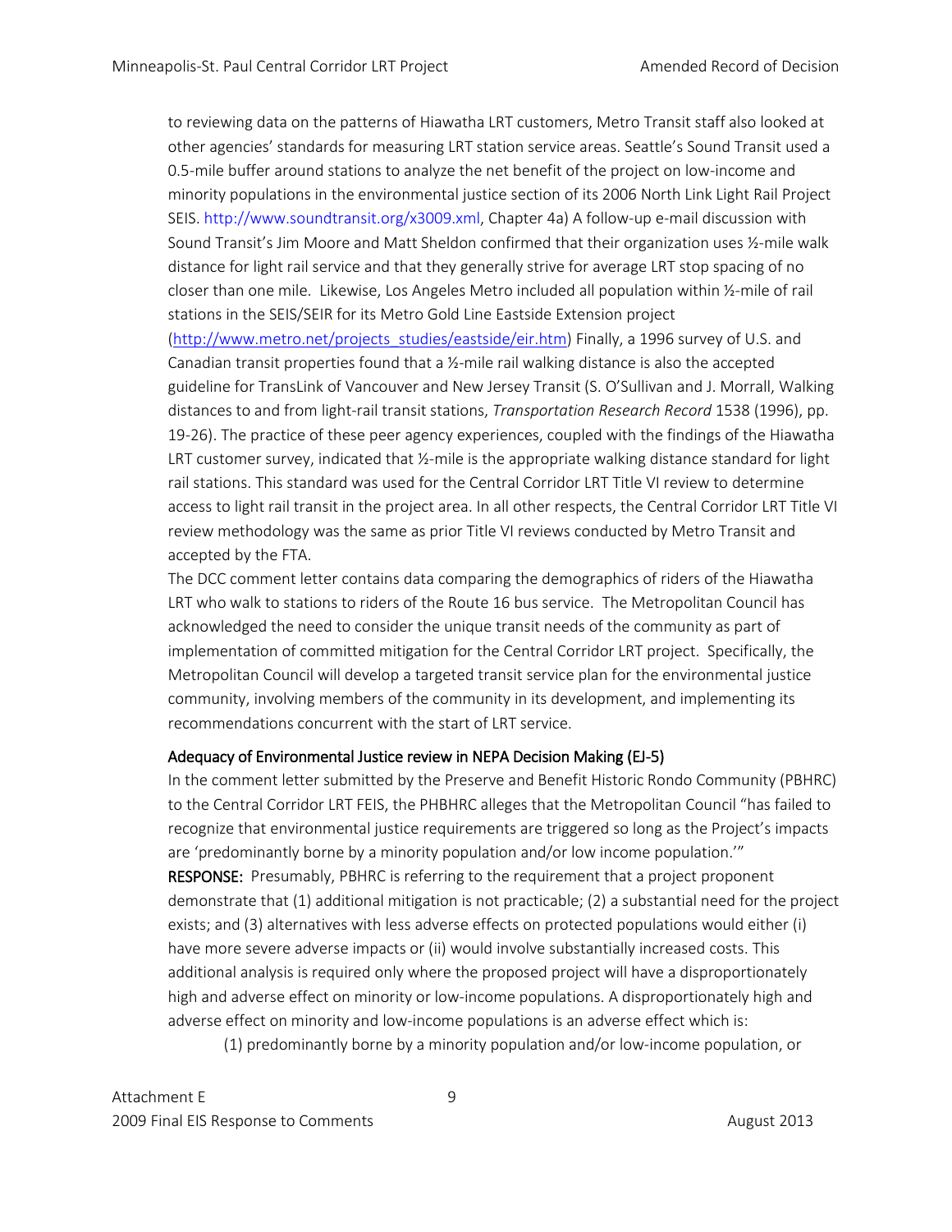to reviewing data on the patterns of Hiawatha LRT customers, Metro Transit staff also looked at other agencies' standards for measuring LRT station service areas. Seattle's Sound Transit used a 0.5-mile buffer around stations to analyze the net benefit of the project on low-income and minority populations in the environmental justice section of its 2006 North Link Light Rail Project SEIS. http://www.soundtransit.org/x3009.xml, Chapter 4a) A follow-up e-mail discussion with Sound Transit's Jim Moore and Matt Sheldon confirmed that their organization uses ½-mile walk distance for light rail service and that they generally strive for average LRT stop spacing of no closer than one mile. Likewise, Los Angeles Metro included all population within ½-mile of rail stations in the SEIS/SEIR for its Metro Gold Line Eastside Extension project (http://www.metro.net/projects_studies/eastside/eir.htm) Finally, a 1996 survey of U.S. and Canadian transit properties found that a ½-mile rail walking distance is also the accepted guideline for TransLink of Vancouver and New Jersey Transit (S. O'Sullivan and J. Morrall, Walking distances to and from light-rail transit stations, *Transportation Research Record* 1538 (1996), pp. 19-26). The practice of these peer agency experiences, coupled with the findings of the Hiawatha LRT customer survey, indicated that ½-mile is the appropriate walking distance standard for light rail stations. This standard was used for the Central Corridor LRT Title VI review to determine access to light rail transit in the project area. In all other respects, the Central Corridor LRT Title VI review methodology was the same as prior Title VI reviews conducted by Metro Transit and accepted by the FTA.

The DCC comment letter contains data comparing the demographics of riders of the Hiawatha LRT who walk to stations to riders of the Route 16 bus service. The Metropolitan Council has acknowledged the need to consider the unique transit needs of the community as part of implementation of committed mitigation for the Central Corridor LRT project. Specifically, the Metropolitan Council will develop a targeted transit service plan for the environmental justice community, involving members of the community in its development, and implementing its recommendations concurrent with the start of LRT service.

### Adequacy of Environmental Justice review in NEPA Decision Making (EJ-5)

In the comment letter submitted by the Preserve and Benefit Historic Rondo Community (PBHRC) to the Central Corridor LRT FEIS, the PHBHRC alleges that the Metropolitan Council "has failed to recognize that environmental justice requirements are triggered so long as the Project's impacts are 'predominantly borne by a minority population and/or low income population.'"

**RESPONSE:** Presumably, PBHRC is referring to the requirement that a project proponent demonstrate that (1) additional mitigation is not practicable; (2) a substantial need for the project exists; and (3) alternatives with less adverse effects on protected populations would either (i) have more severe adverse impacts or (ii) would involve substantially increased costs. This additional analysis is required only where the proposed project will have a disproportionately high and adverse effect on minority or low-income populations. A disproportionately high and adverse effect on minority and low-income populations is an adverse effect which is:

(1) predominantly borne by a minority population and/or low-income population, or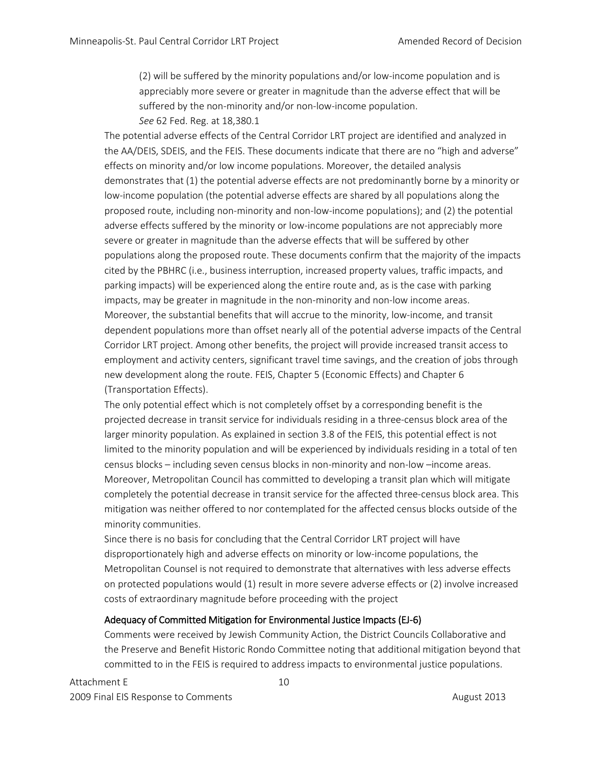(2) will be suffered by the minority populations and/or low-income population and is appreciably more severe or greater in magnitude than the adverse effect that will be suffered by the non-minority and/or non-low-income population.

*See* 62 Fed. Reg. at 18,380.1

The potential adverse effects of the Central Corridor LRT project are identified and analyzed in the AA/DEIS, SDEIS, and the FEIS. These documents indicate that there are no "high and adverse" effects on minority and/or low income populations. Moreover, the detailed analysis demonstrates that (1) the potential adverse effects are not predominantly borne by a minority or low-income population (the potential adverse effects are shared by all populations along the proposed route, including non-minority and non-low-income populations); and (2) the potential adverse effects suffered by the minority or low-income populations are not appreciably more severe or greater in magnitude than the adverse effects that will be suffered by other populations along the proposed route. These documents confirm that the majority of the impacts cited by the PBHRC (i.e., business interruption, increased property values, traffic impacts, and parking impacts) will be experienced along the entire route and, as is the case with parking impacts, may be greater in magnitude in the non-minority and non-low income areas. Moreover, the substantial benefits that will accrue to the minority, low-income, and transit dependent populations more than offset nearly all of the potential adverse impacts of the Central Corridor LRT project. Among other benefits, the project will provide increased transit access to employment and activity centers, significant travel time savings, and the creation of jobs through new development along the route. FEIS, Chapter 5 (Economic Effects) and Chapter 6 (Transportation Effects).

The only potential effect which is not completely offset by a corresponding benefit is the projected decrease in transit service for individuals residing in a three-census block area of the larger minority population. As explained in section 3.8 of the FEIS, this potential effect is not limited to the minority population and will be experienced by individuals residing in a total of ten census blocks – including seven census blocks in non-minority and non-low –income areas. Moreover, Metropolitan Council has committed to developing a transit plan which will mitigate completely the potential decrease in transit service for the affected three-census block area. This mitigation was neither offered to nor contemplated for the affected census blocks outside of the minority communities.

Since there is no basis for concluding that the Central Corridor LRT project will have disproportionately high and adverse effects on minority or low-income populations, the Metropolitan Counsel is not required to demonstrate that alternatives with less adverse effects on protected populations would (1) result in more severe adverse effects or (2) involve increased costs of extraordinary magnitude before proceeding with the project

### Adequacy of Committed Mitigation for Environmental Justice Impacts (EJ-6)

Comments were received by Jewish Community Action, the District Councils Collaborative and the Preserve and Benefit Historic Rondo Committee noting that additional mitigation beyond that committed to in the FEIS is required to address impacts to environmental justice populations.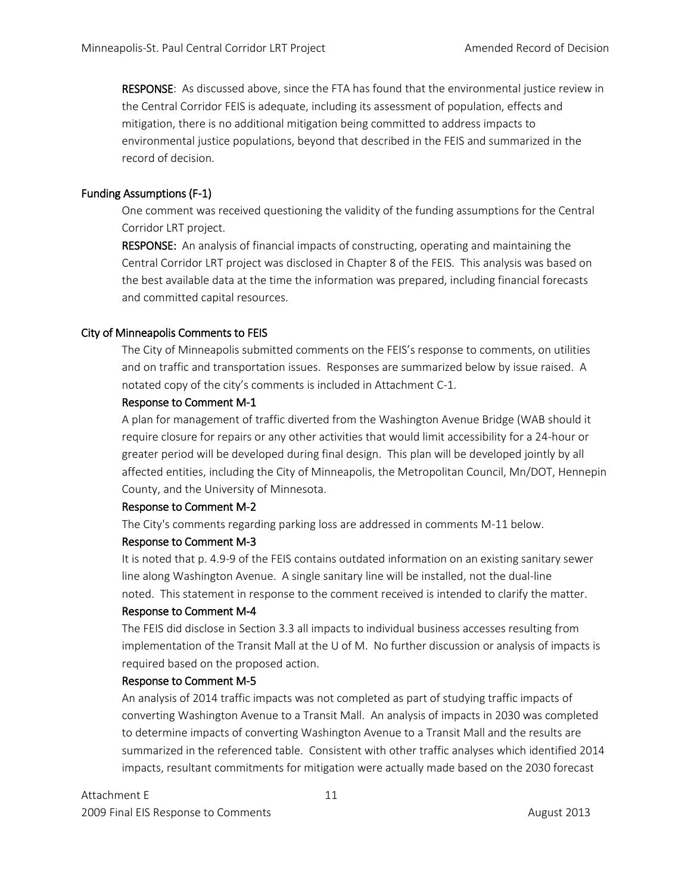**RESPONSE**: As discussed above, since the FTA has found that the environmental justice review in the Central Corridor FEIS is adequate, including its assessment of population, effects and mitigation, there is no additional mitigation being committed to address impacts to environmental justice populations, beyond that described in the FEIS and summarized in the record of decision.

### Funding Assumptions (F-1)

One comment was received questioning the validity of the funding assumptions for the Central Corridor LRT project.

**RESPONSE:** An analysis of financial impacts of constructing, operating and maintaining the Central Corridor LRT project was disclosed in Chapter 8 of the FEIS. This analysis was based on the best available data at the time the information was prepared, including financial forecasts and committed capital resources.

### City of Minneapolis Comments to FEIS

The City of Minneapolis submitted comments on the FEIS's response to comments, on utilities and on traffic and transportation issues. Responses are summarized below by issue raised. A notated copy of the city's comments is included in Attachment C-1.

#### Response to Comment M-1

A plan for management of traffic diverted from the Washington Avenue Bridge (WAB should it require closure for repairs or any other activities that would limit accessibility for a 24-hour or greater period will be developed during final design. This plan will be developed jointly by all affected entities, including the City of Minneapolis, the Metropolitan Council, Mn/DOT, Hennepin County, and the University of Minnesota.

#### Response to Comment M-2

The City's comments regarding parking loss are addressed in comments M-11 below.

#### Response to Comment M-3

It is noted that p. 4.9-9 of the FEIS contains outdated information on an existing sanitary sewer line along Washington Avenue. A single sanitary line will be installed, not the dual-line noted. This statement in response to the comment received is intended to clarify the matter.

#### Response to Comment M-4

The FEIS did disclose in Section 3.3 all impacts to individual business accesses resulting from implementation of the Transit Mall at the U of M. No further discussion or analysis of impacts is required based on the proposed action.

#### Response to Comment M-5

An analysis of 2014 traffic impacts was not completed as part of studying traffic impacts of converting Washington Avenue to a Transit Mall. An analysis of impacts in 2030 was completed to determine impacts of converting Washington Avenue to a Transit Mall and the results are summarized in the referenced table. Consistent with other traffic analyses which identified 2014 impacts, resultant commitments for mitigation were actually made based on the 2030 forecast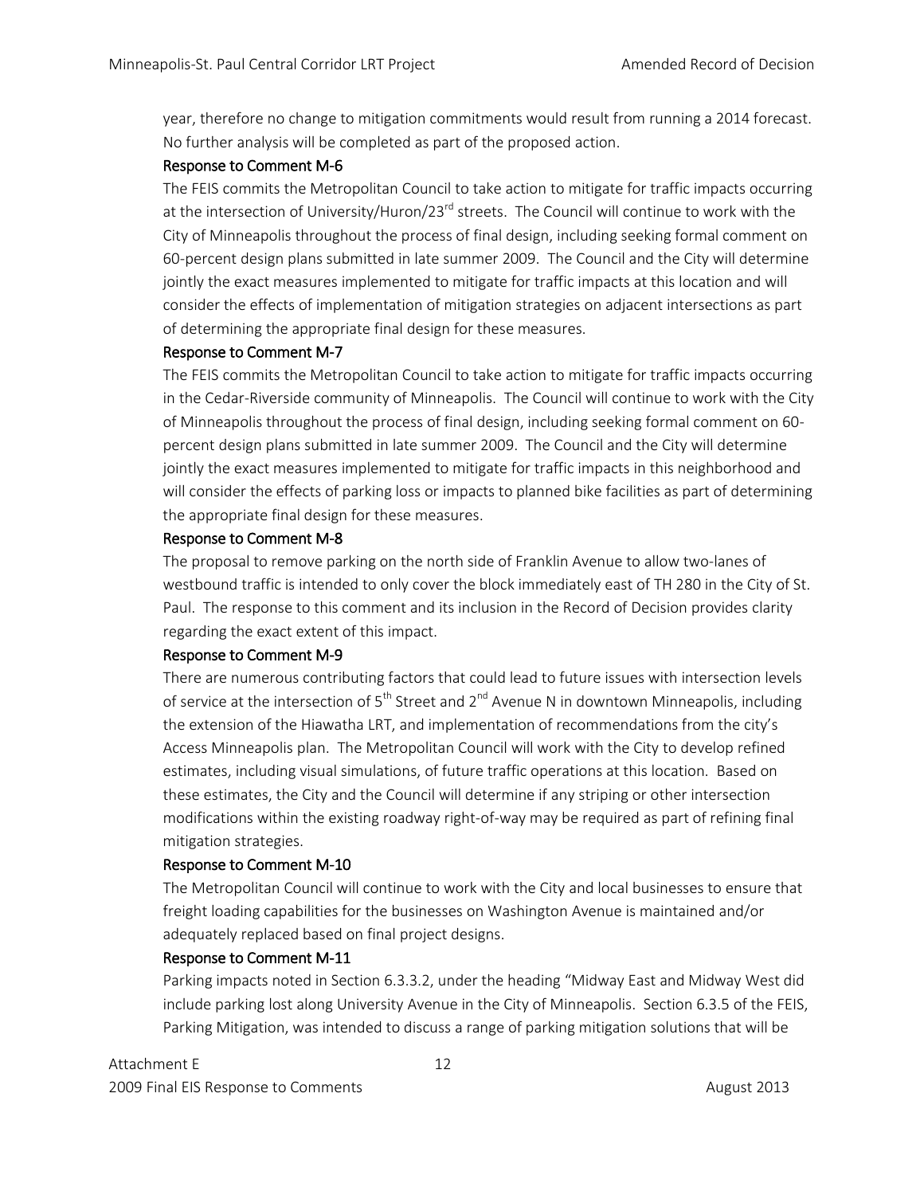year, therefore no change to mitigation commitments would result from running a 2014 forecast. No further analysis will be completed as part of the proposed action.

### Response to Comment M-6

The FEIS commits the Metropolitan Council to take action to mitigate for traffic impacts occurring at the intersection of University/Huron/23rd streets. The Council will continue to work with the City of Minneapolis throughout the process of final design, including seeking formal comment on 60-percent design plans submitted in late summer 2009. The Council and the City will determine jointly the exact measures implemented to mitigate for traffic impacts at this location and will consider the effects of implementation of mitigation strategies on adjacent intersections as part of determining the appropriate final design for these measures.

### Response to Comment M-7

The FEIS commits the Metropolitan Council to take action to mitigate for traffic impacts occurring in the Cedar-Riverside community of Minneapolis. The Council will continue to work with the City of Minneapolis throughout the process of final design, including seeking formal comment on 60-percent design plans submitted in late summer 2009. The Council and the City will determine jointly the exact measures implemented to mitigate for traffic impacts in this neighborhood and will consider the effects of parking loss or impacts to planned bike facilities as part of determining the appropriate final design for these measures.

### Response to Comment M-8

The proposal to remove parking on the north side of Franklin Avenue to allow two-lanes of westbound traffic is intended to only cover the block immediately east of TH 280 in the City of St. Paul. The response to this comment and its inclusion in the Record of Decision provides clarity regarding the exact extent of this impact.

### Response to Comment M-9

There are numerous contributing factors that could lead to future issues with intersection levels of service at the intersection of 5th Street and 2nd Avenue N in downtown Minneapolis, including the extension of the Hiawatha LRT, and implementation of recommendations from the city's Access Minneapolis plan. The Metropolitan Council will work with the City to develop refined estimates, including visual simulations, of future traffic operations at this location. Based on these estimates, the City and the Council will determine if any striping or other intersection modifications within the existing roadway right-of-way may be required as part of refining final mitigation strategies.

### Response to Comment M-10

The Metropolitan Council will continue to work with the City and local businesses to ensure that freight loading capabilities for the businesses on Washington Avenue is maintained and/or adequately replaced based on final project designs.

### Response to Comment M-11

Parking impacts noted in Section 6.3.3.2, under the heading "Midway East and Midway West did include parking lost along University Avenue in the City of Minneapolis. Section 6.3.5 of the FEIS, Parking Mitigation, was intended to discuss a range of parking mitigation solutions that will be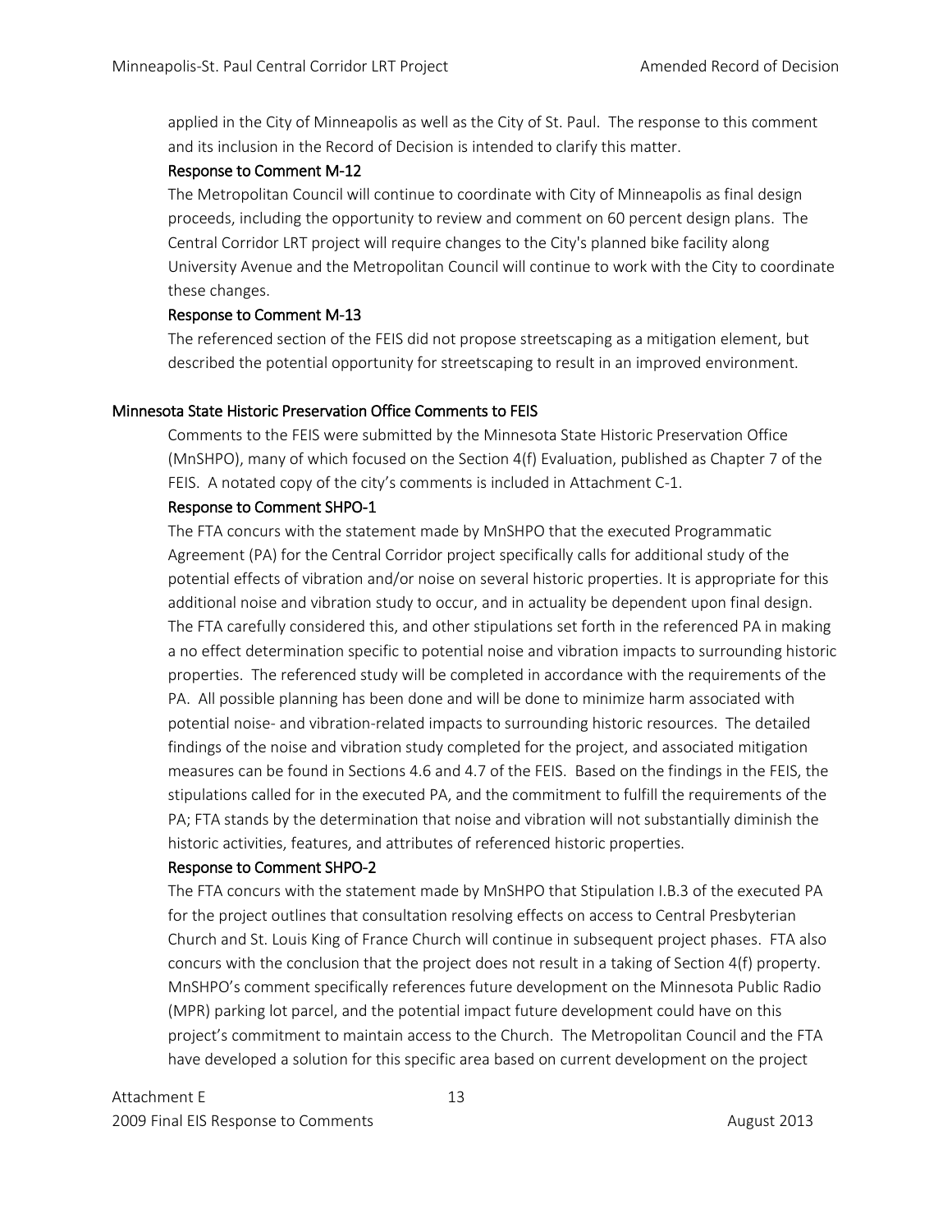applied in the City of Minneapolis as well as the City of St. Paul. The response to this comment and its inclusion in the Record of Decision is intended to clarify this matter.

#### Response to Comment M-12

The Metropolitan Council will continue to coordinate with City of Minneapolis as final design proceeds, including the opportunity to review and comment on 60 percent design plans. The Central Corridor LRT project will require changes to the City's planned bike facility along University Avenue and the Metropolitan Council will continue to work with the City to coordinate these changes.

#### Response to Comment M-13

The referenced section of the FEIS did not propose streetscaping as a mitigation element, but described the potential opportunity for streetscaping to result in an improved environment.

### Minnesota State Historic Preservation Office Comments to FEIS

Comments to the FEIS were submitted by the Minnesota State Historic Preservation Office (MnSHPO), many of which focused on the Section 4(f) Evaluation, published as Chapter 7 of the FEIS. A notated copy of the city's comments is included in Attachment C-1.

#### Response to Comment SHPO-1

The FTA concurs with the statement made by MnSHPO that the executed Programmatic Agreement (PA) for the Central Corridor project specifically calls for additional study of the potential effects of vibration and/or noise on several historic properties. It is appropriate for this additional noise and vibration study to occur, and in actuality be dependent upon final design. The FTA carefully considered this, and other stipulations set forth in the referenced PA in making a no effect determination specific to potential noise and vibration impacts to surrounding historic properties. The referenced study will be completed in accordance with the requirements of the PA. All possible planning has been done and will be done to minimize harm associated with potential noise- and vibration-related impacts to surrounding historic resources. The detailed findings of the noise and vibration study completed for the project, and associated mitigation measures can be found in Sections 4.6 and 4.7 of the FEIS. Based on the findings in the FEIS, the stipulations called for in the executed PA, and the commitment to fulfill the requirements of the PA; FTA stands by the determination that noise and vibration will not substantially diminish the historic activities, features, and attributes of referenced historic properties.

#### Response to Comment SHPO-2

The FTA concurs with the statement made by MnSHPO that Stipulation I.B.3 of the executed PA for the project outlines that consultation resolving effects on access to Central Presbyterian Church and St. Louis King of France Church will continue in subsequent project phases. FTA also concurs with the conclusion that the project does not result in a taking of Section 4(f) property. MnSHPO's comment specifically references future development on the Minnesota Public Radio (MPR) parking lot parcel, and the potential impact future development could have on this project's commitment to maintain access to the Church. The Metropolitan Council and the FTA have developed a solution for this specific area based on current development on the project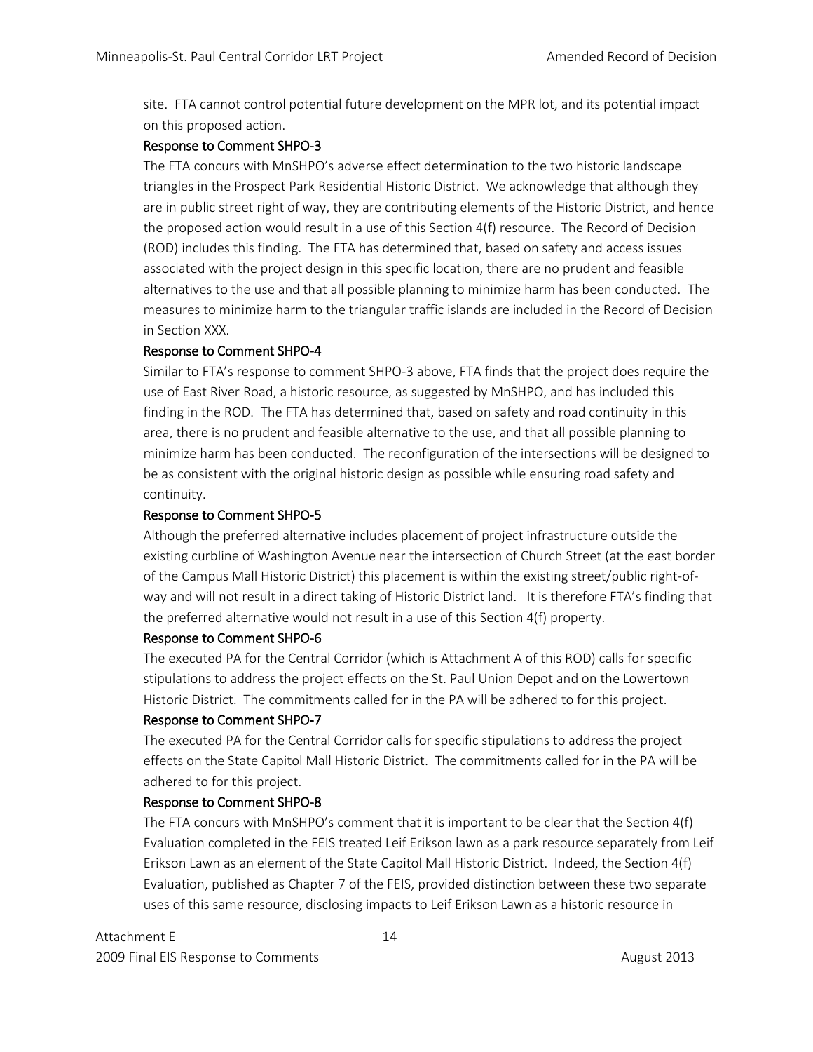site. FTA cannot control potential future development on the MPR lot, and its potential impact on this proposed action.

### Response to Comment SHPO-3

The FTA concurs with MnSHPO's adverse effect determination to the two historic landscape triangles in the Prospect Park Residential Historic District. We acknowledge that although they are in public street right of way, they are contributing elements of the Historic District, and hence the proposed action would result in a use of this Section 4(f) resource. The Record of Decision (ROD) includes this finding. The FTA has determined that, based on safety and access issues associated with the project design in this specific location, there are no prudent and feasible alternatives to the use and that all possible planning to minimize harm has been conducted. The measures to minimize harm to the triangular traffic islands are included in the Record of Decision in Section XXX.

### Response to Comment SHPO-4

Similar to FTA's response to comment SHPO-3 above, FTA finds that the project does require the use of East River Road, a historic resource, as suggested by MnSHPO, and has included this finding in the ROD. The FTA has determined that, based on safety and road continuity in this area, there is no prudent and feasible alternative to the use, and that all possible planning to minimize harm has been conducted. The reconfiguration of the intersections will be designed to be as consistent with the original historic design as possible while ensuring road safety and continuity.

### Response to Comment SHPO-5

Although the preferred alternative includes placement of project infrastructure outside the existing curbline of Washington Avenue near the intersection of Church Street (at the east border of the Campus Mall Historic District) this placement is within the existing street/public right-of-way and will not result in a direct taking of Historic District land. It is therefore FTA's finding that the preferred alternative would not result in a use of this Section 4(f) property.

### Response to Comment SHPO-6

The executed PA for the Central Corridor (which is Attachment A of this ROD) calls for specific stipulations to address the project effects on the St. Paul Union Depot and on the Lowertown Historic District. The commitments called for in the PA will be adhered to for this project.

### Response to Comment SHPO-7

The executed PA for the Central Corridor calls for specific stipulations to address the project effects on the State Capitol Mall Historic District. The commitments called for in the PA will be adhered to for this project.

### Response to Comment SHPO-8

The FTA concurs with MnSHPO's comment that it is important to be clear that the Section 4(f) Evaluation completed in the FEIS treated Leif Erikson lawn as a park resource separately from Leif Erikson Lawn as an element of the State Capitol Mall Historic District. Indeed, the Section 4(f) Evaluation, published as Chapter 7 of the FEIS, provided distinction between these two separate uses of this same resource, disclosing impacts to Leif Erikson Lawn as a historic resource in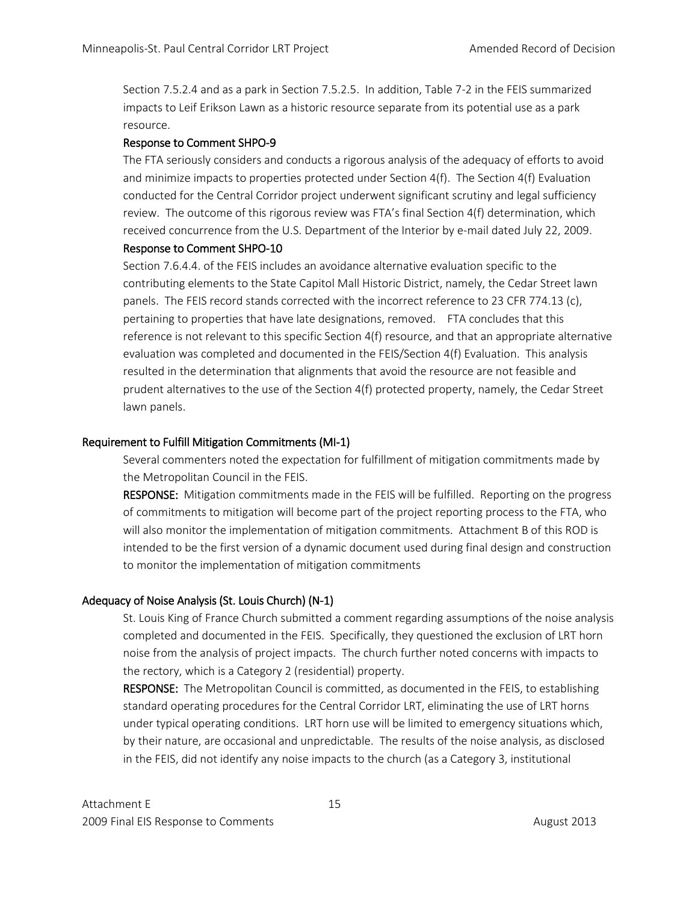Section 7.5.2.4 and as a park in Section 7.5.2.5. In addition, Table 7-2 in the FEIS summarized impacts to Leif Erikson Lawn as a historic resource separate from its potential use as a park resource.

#### Response to Comment SHPO-9

The FTA seriously considers and conducts a rigorous analysis of the adequacy of efforts to avoid and minimize impacts to properties protected under Section 4(f). The Section 4(f) Evaluation conducted for the Central Corridor project underwent significant scrutiny and legal sufficiency review. The outcome of this rigorous review was FTA's final Section 4(f) determination, which received concurrence from the U.S. Department of the Interior by e-mail dated July 22, 2009.

#### Response to Comment SHPO-10

Section 7.6.4.4. of the FEIS includes an avoidance alternative evaluation specific to the contributing elements to the State Capitol Mall Historic District, namely, the Cedar Street lawn panels. The FEIS record stands corrected with the incorrect reference to 23 CFR 774.13 (c), pertaining to properties that have late designations, removed. FTA concludes that this reference is not relevant to this specific Section 4(f) resource, and that an appropriate alternative evaluation was completed and documented in the FEIS/Section 4(f) Evaluation. This analysis resulted in the determination that alignments that avoid the resource are not feasible and prudent alternatives to the use of the Section 4(f) protected property, namely, the Cedar Street lawn panels.

### Requirement to Fulfill Mitigation Commitments (MI-1)

Several commenters noted the expectation for fulfillment of mitigation commitments made by the Metropolitan Council in the FEIS.

**RESPONSE:** Mitigation commitments made in the FEIS will be fulfilled. Reporting on the progress of commitments to mitigation will become part of the project reporting process to the FTA, who will also monitor the implementation of mitigation commitments. Attachment B of this ROD is intended to be the first version of a dynamic document used during final design and construction to monitor the implementation of mitigation commitments

### Adequacy of Noise Analysis (St. Louis Church) (N-1)

St. Louis King of France Church submitted a comment regarding assumptions of the noise analysis completed and documented in the FEIS. Specifically, they questioned the exclusion of LRT horn noise from the analysis of project impacts. The church further noted concerns with impacts to the rectory, which is a Category 2 (residential) property.

**RESPONSE:** The Metropolitan Council is committed, as documented in the FEIS, to establishing standard operating procedures for the Central Corridor LRT, eliminating the use of LRT horns under typical operating conditions. LRT horn use will be limited to emergency situations which, by their nature, are occasional and unpredictable. The results of the noise analysis, as disclosed in the FEIS, did not identify any noise impacts to the church (as a Category 3, institutional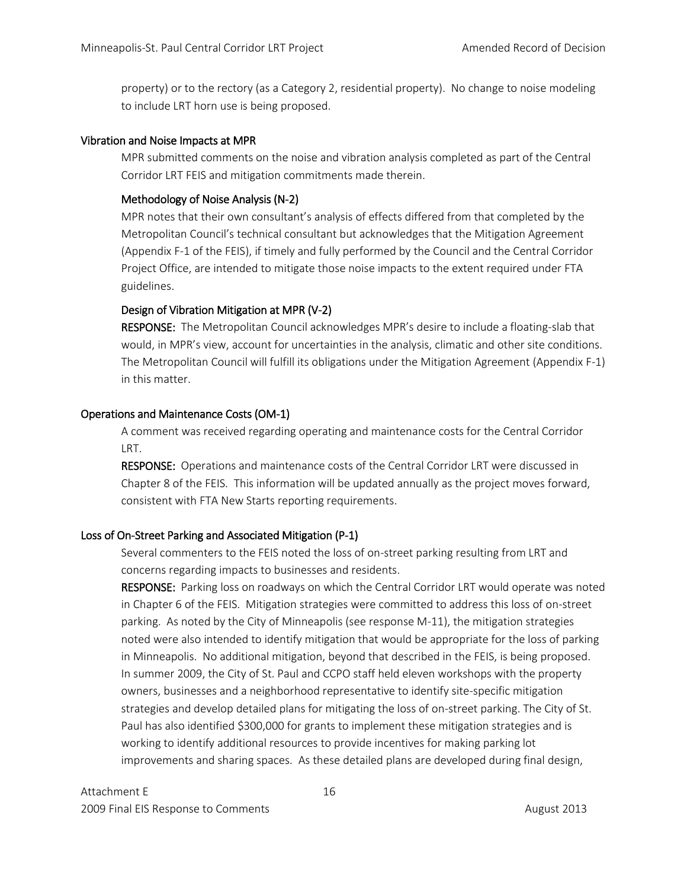property) or to the rectory (as a Category 2, residential property). No change to noise modeling to include LRT horn use is being proposed.

## Vibration and Noise Impacts at MPR

MPR submitted comments on the noise and vibration analysis completed as part of the Central Corridor LRT FEIS and mitigation commitments made therein.

### Methodology of Noise Analysis (N-2)

MPR notes that their own consultant's analysis of effects differed from that completed by the Metropolitan Council's technical consultant but acknowledges that the Mitigation Agreement (Appendix F-1 of the FEIS), if timely and fully performed by the Council and the Central Corridor Project Office, are intended to mitigate those noise impacts to the extent required under FTA guidelines.

### Design of Vibration Mitigation at MPR (V-2)

**RESPONSE:** The Metropolitan Council acknowledges MPR's desire to include a floating-slab that would, in MPR's view, account for uncertainties in the analysis, climatic and other site conditions. The Metropolitan Council will fulfill its obligations under the Mitigation Agreement (Appendix F-1) in this matter.

## Operations and Maintenance Costs (OM-1)

A comment was received regarding operating and maintenance costs for the Central Corridor LRT.

**RESPONSE:** Operations and maintenance costs of the Central Corridor LRT were discussed in Chapter 8 of the FEIS. This information will be updated annually as the project moves forward, consistent with FTA New Starts reporting requirements.

## Loss of On-Street Parking and Associated Mitigation (P-1)

Several commenters to the FEIS noted the loss of on-street parking resulting from LRT and concerns regarding impacts to businesses and residents.

**RESPONSE:** Parking loss on roadways on which the Central Corridor LRT would operate was noted in Chapter 6 of the FEIS. Mitigation strategies were committed to address this loss of on-street parking. As noted by the City of Minneapolis (see response M-11), the mitigation strategies noted were also intended to identify mitigation that would be appropriate for the loss of parking in Minneapolis. No additional mitigation, beyond that described in the FEIS, is being proposed. In summer 2009, the City of St. Paul and CCPO staff held eleven workshops with the property owners, businesses and a neighborhood representative to identify site-specific mitigation strategies and develop detailed plans for mitigating the loss of on-street parking. The City of St. Paul has also identified $300,000 for grants to implement these mitigation strategies and is working to identify additional resources to provide incentives for making parking lot improvements and sharing spaces. As these detailed plans are developed during final design,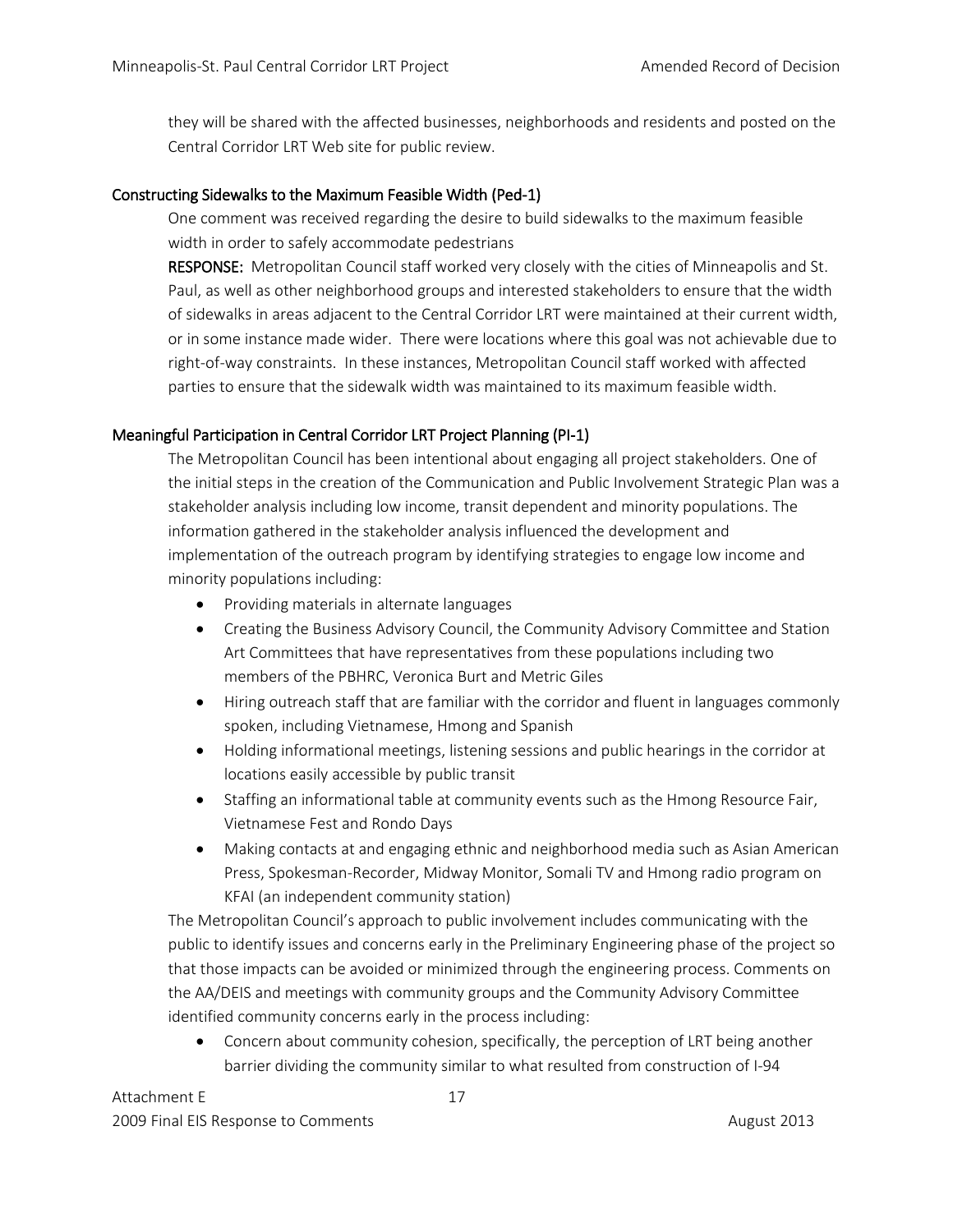they will be shared with the affected businesses, neighborhoods and residents and posted on the Central Corridor LRT Web site for public review.

### Constructing Sidewalks to the Maximum Feasible Width (Ped-1)

One comment was received regarding the desire to build sidewalks to the maximum feasible width in order to safely accommodate pedestrians

**RESPONSE:** Metropolitan Council staff worked very closely with the cities of Minneapolis and St. Paul, as well as other neighborhood groups and interested stakeholders to ensure that the width of sidewalks in areas adjacent to the Central Corridor LRT were maintained at their current width, or in some instance made wider. There were locations where this goal was not achievable due to right-of-way constraints. In these instances, Metropolitan Council staff worked with affected parties to ensure that the sidewalk width was maintained to its maximum feasible width.

### Meaningful Participation in Central Corridor LRT Project Planning (PI-1)

The Metropolitan Council has been intentional about engaging all project stakeholders. One of the initial steps in the creation of the Communication and Public Involvement Strategic Plan was a stakeholder analysis including low income, transit dependent and minority populations. The information gathered in the stakeholder analysis influenced the development and implementation of the outreach program by identifying strategies to engage low income and minority populations including:

- Providing materials in alternate languages
- Creating the Business Advisory Council, the Community Advisory Committee and Station Art Committees that have representatives from these populations including two members of the PBHRC, Veronica Burt and Metric Giles
- Hiring outreach staff that are familiar with the corridor and fluent in languages commonly spoken, including Vietnamese, Hmong and Spanish
- Holding informational meetings, listening sessions and public hearings in the corridor at locations easily accessible by public transit
- Staffing an informational table at community events such as the Hmong Resource Fair, Vietnamese Fest and Rondo Days
- Making contacts at and engaging ethnic and neighborhood media such as Asian American Press, Spokesman-Recorder, Midway Monitor, Somali TV and Hmong radio program on KFAI (an independent community station)

The Metropolitan Council's approach to public involvement includes communicating with the public to identify issues and concerns early in the Preliminary Engineering phase of the project so that those impacts can be avoided or minimized through the engineering process. Comments on the AA/DEIS and meetings with community groups and the Community Advisory Committee identified community concerns early in the process including:

- Concern about community cohesion, specifically, the perception of LRT being another barrier dividing the community similar to what resulted from construction of I-94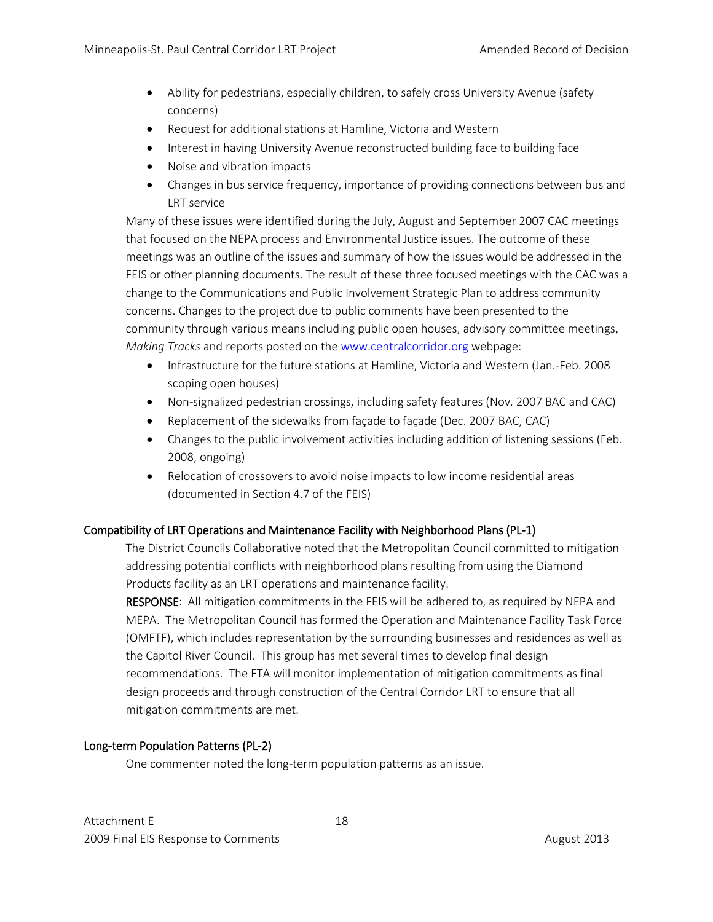- Ability for pedestrians, especially children, to safely cross University Avenue (safety concerns)
- Request for additional stations at Hamline, Victoria and Western
- Interest in having University Avenue reconstructed building face to building face
- Noise and vibration impacts
- Changes in bus service frequency, importance of providing connections between bus and LRT service

Many of these issues were identified during the July, August and September 2007 CAC meetings that focused on the NEPA process and Environmental Justice issues. The outcome of these meetings was an outline of the issues and summary of how the issues would be addressed in the FEIS or other planning documents. The result of these three focused meetings with the CAC was a change to the Communications and Public Involvement Strategic Plan to address community concerns. Changes to the project due to public comments have been presented to the community through various means including public open houses, advisory committee meetings, *Making Tracks* and reports posted on the www.centralcorridor.org webpage:

- Infrastructure for the future stations at Hamline, Victoria and Western (Jan.-Feb. 2008 scoping open houses)
- Non-signalized pedestrian crossings, including safety features (Nov. 2007 BAC and CAC)
- Replacement of the sidewalks from façade to façade (Dec. 2007 BAC, CAC)
- Changes to the public involvement activities including addition of listening sessions (Feb. 2008, ongoing)
- Relocation of crossovers to avoid noise impacts to low income residential areas (documented in Section 4.7 of the FEIS)

### Compatibility of LRT Operations and Maintenance Facility with Neighborhood Plans (PL-1)

The District Councils Collaborative noted that the Metropolitan Council committed to mitigation addressing potential conflicts with neighborhood plans resulting from using the Diamond Products facility as an LRT operations and maintenance facility.

**RESPONSE**: All mitigation commitments in the FEIS will be adhered to, as required by NEPA and MEPA. The Metropolitan Council has formed the Operation and Maintenance Facility Task Force (OMFTF), which includes representation by the surrounding businesses and residences as well as the Capitol River Council. This group has met several times to develop final design recommendations. The FTA will monitor implementation of mitigation commitments as final design proceeds and through construction of the Central Corridor LRT to ensure that all mitigation commitments are met.

### Long-term Population Patterns (PL-2)

One commenter noted the long-term population patterns as an issue.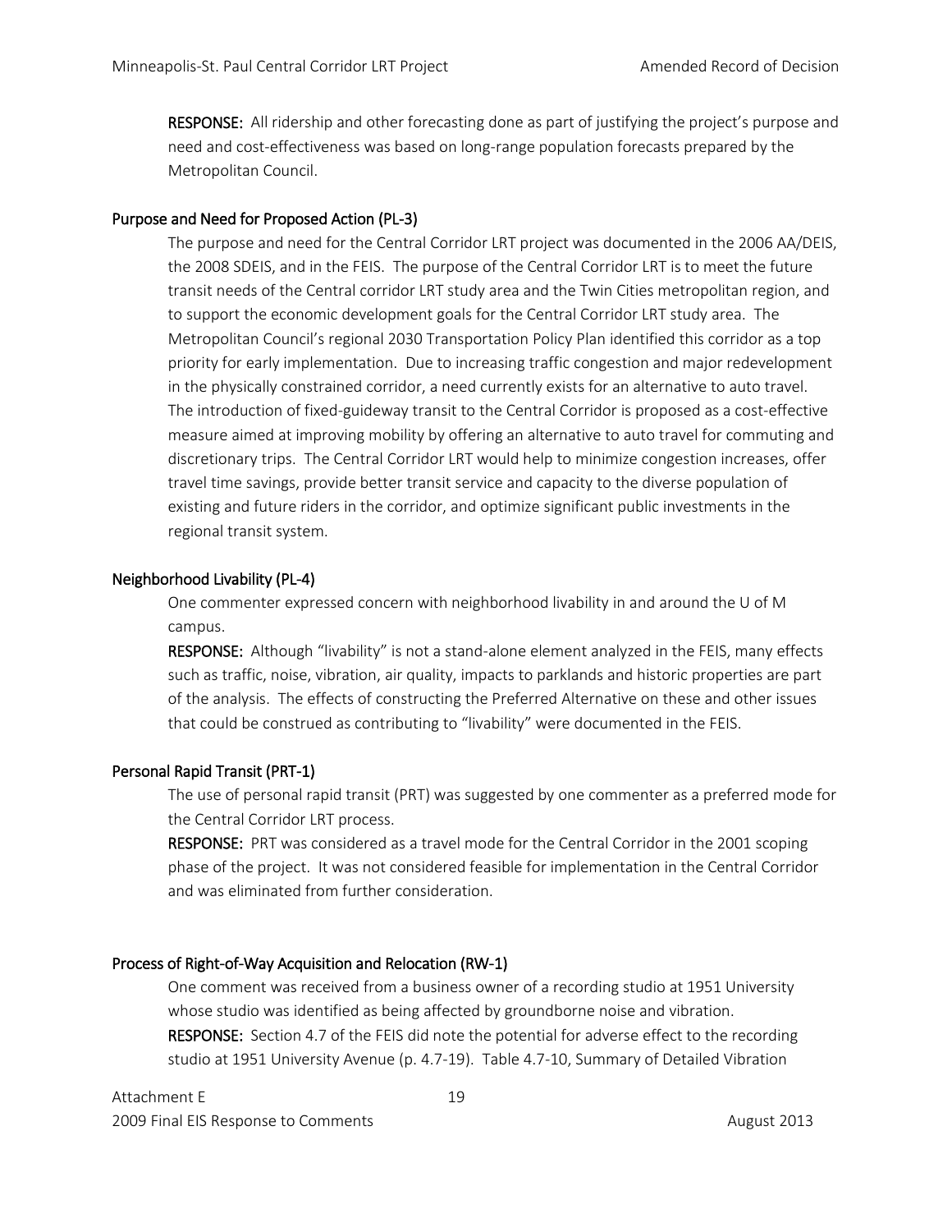**RESPONSE:** All ridership and other forecasting done as part of justifying the project's purpose and need and cost-effectiveness was based on long-range population forecasts prepared by the Metropolitan Council.

### Purpose and Need for Proposed Action (PL-3)

The purpose and need for the Central Corridor LRT project was documented in the 2006 AA/DEIS, the 2008 SDEIS, and in the FEIS. The purpose of the Central Corridor LRT is to meet the future transit needs of the Central corridor LRT study area and the Twin Cities metropolitan region, and to support the economic development goals for the Central Corridor LRT study area. The Metropolitan Council's regional 2030 Transportation Policy Plan identified this corridor as a top priority for early implementation. Due to increasing traffic congestion and major redevelopment in the physically constrained corridor, a need currently exists for an alternative to auto travel. The introduction of fixed-guideway transit to the Central Corridor is proposed as a cost-effective measure aimed at improving mobility by offering an alternative to auto travel for commuting and discretionary trips. The Central Corridor LRT would help to minimize congestion increases, offer travel time savings, provide better transit service and capacity to the diverse population of existing and future riders in the corridor, and optimize significant public investments in the regional transit system.

### Neighborhood Livability (PL-4)

One commenter expressed concern with neighborhood livability in and around the U of M campus.

**RESPONSE:** Although "livability" is not a stand-alone element analyzed in the FEIS, many effects such as traffic, noise, vibration, air quality, impacts to parklands and historic properties are part of the analysis. The effects of constructing the Preferred Alternative on these and other issues that could be construed as contributing to "livability" were documented in the FEIS.

### Personal Rapid Transit (PRT-1)

The use of personal rapid transit (PRT) was suggested by one commenter as a preferred mode for the Central Corridor LRT process.

**RESPONSE:** PRT was considered as a travel mode for the Central Corridor in the 2001 scoping phase of the project. It was not considered feasible for implementation in the Central Corridor and was eliminated from further consideration.

### Process of Right-of-Way Acquisition and Relocation (RW-1)

One comment was received from a business owner of a recording studio at 1951 University whose studio was identified as being affected by groundborne noise and vibration.

**RESPONSE:** Section 4.7 of the FEIS did note the potential for adverse effect to the recording studio at 1951 University Avenue (p. 4.7-19). Table 4.7-10, Summary of Detailed Vibration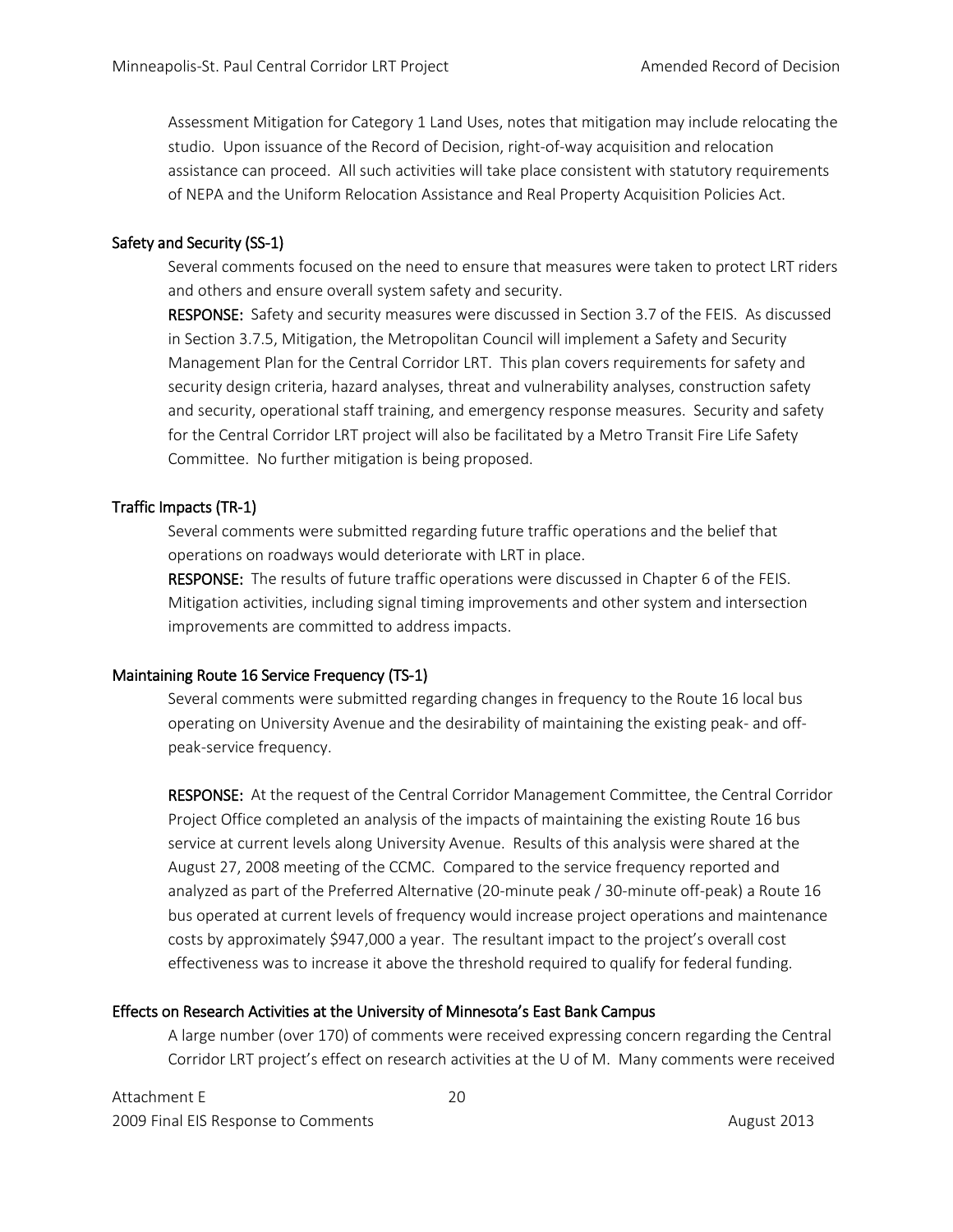Assessment Mitigation for Category 1 Land Uses, notes that mitigation may include relocating the studio. Upon issuance of the Record of Decision, right-of-way acquisition and relocation assistance can proceed. All such activities will take place consistent with statutory requirements of NEPA and the Uniform Relocation Assistance and Real Property Acquisition Policies Act.

### Safety and Security (SS-1)

Several comments focused on the need to ensure that measures were taken to protect LRT riders and others and ensure overall system safety and security.

**RESPONSE:** Safety and security measures were discussed in Section 3.7 of the FEIS. As discussed in Section 3.7.5, Mitigation, the Metropolitan Council will implement a Safety and Security Management Plan for the Central Corridor LRT. This plan covers requirements for safety and security design criteria, hazard analyses, threat and vulnerability analyses, construction safety and security, operational staff training, and emergency response measures. Security and safety for the Central Corridor LRT project will also be facilitated by a Metro Transit Fire Life Safety Committee. No further mitigation is being proposed.

### Traffic Impacts (TR-1)

Several comments were submitted regarding future traffic operations and the belief that operations on roadways would deteriorate with LRT in place.

**RESPONSE:** The results of future traffic operations were discussed in Chapter 6 of the FEIS. Mitigation activities, including signal timing improvements and other system and intersection improvements are committed to address impacts.

### Maintaining Route 16 Service Frequency (TS-1)

Several comments were submitted regarding changes in frequency to the Route 16 local bus operating on University Avenue and the desirability of maintaining the existing peak- and off-peak-service frequency.

**RESPONSE:** At the request of the Central Corridor Management Committee, the Central Corridor Project Office completed an analysis of the impacts of maintaining the existing Route 16 bus service at current levels along University Avenue. Results of this analysis were shared at the August 27, 2008 meeting of the CCMC. Compared to the service frequency reported and analyzed as part of the Preferred Alternative (20-minute peak / 30-minute off-peak) a Route 16 bus operated at current levels of frequency would increase project operations and maintenance costs by approximately $947,000 a year. The resultant impact to the project's overall cost effectiveness was to increase it above the threshold required to qualify for federal funding.

### Effects on Research Activities at the University of Minnesota's East Bank Campus

A large number (over 170) of comments were received expressing concern regarding the Central Corridor LRT project's effect on research activities at the U of M. Many comments were received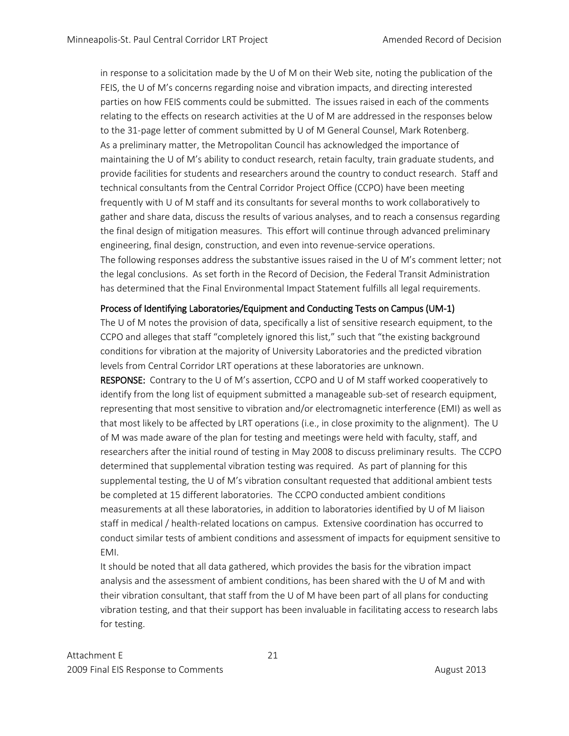in response to a solicitation made by the U of M on their Web site, noting the publication of the FEIS, the U of M's concerns regarding noise and vibration impacts, and directing interested parties on how FEIS comments could be submitted. The issues raised in each of the comments relating to the effects on research activities at the U of M are addressed in the responses below to the 31-page letter of comment submitted by U of M General Counsel, Mark Rotenberg.

As a preliminary matter, the Metropolitan Council has acknowledged the importance of maintaining the U of M's ability to conduct research, retain faculty, train graduate students, and provide facilities for students and researchers around the country to conduct research. Staff and technical consultants from the Central Corridor Project Office (CCPO) have been meeting frequently with U of M staff and its consultants for several months to work collaboratively to gather and share data, discuss the results of various analyses, and to reach a consensus regarding the final design of mitigation measures. This effort will continue through advanced preliminary engineering, final design, construction, and even into revenue-service operations.

The following responses address the substantive issues raised in the U of M's comment letter; not the legal conclusions. As set forth in the Record of Decision, the Federal Transit Administration has determined that the Final Environmental Impact Statement fulfills all legal requirements.

### Process of Identifying Laboratories/Equipment and Conducting Tests on Campus (UM-1)

The U of M notes the provision of data, specifically a list of sensitive research equipment, to the CCPO and alleges that staff "completely ignored this list," such that "the existing background conditions for vibration at the majority of University Laboratories and the predicted vibration levels from Central Corridor LRT operations at these laboratories are unknown.

**RESPONSE:** Contrary to the U of M's assertion, CCPO and U of M staff worked cooperatively to identify from the long list of equipment submitted a manageable sub-set of research equipment, representing that most sensitive to vibration and/or electromagnetic interference (EMI) as well as that most likely to be affected by LRT operations (i.e., in close proximity to the alignment). The U of M was made aware of the plan for testing and meetings were held with faculty, staff, and researchers after the initial round of testing in May 2008 to discuss preliminary results. The CCPO determined that supplemental vibration testing was required. As part of planning for this supplemental testing, the U of M's vibration consultant requested that additional ambient tests be completed at 15 different laboratories. The CCPO conducted ambient conditions measurements at all these laboratories, in addition to laboratories identified by U of M liaison staff in medical / health-related locations on campus. Extensive coordination has occurred to conduct similar tests of ambient conditions and assessment of impacts for equipment sensitive to EMI.

It should be noted that all data gathered, which provides the basis for the vibration impact analysis and the assessment of ambient conditions, has been shared with the U of M and with their vibration consultant, that staff from the U of M have been part of all plans for conducting vibration testing, and that their support has been invaluable in facilitating access to research labs for testing.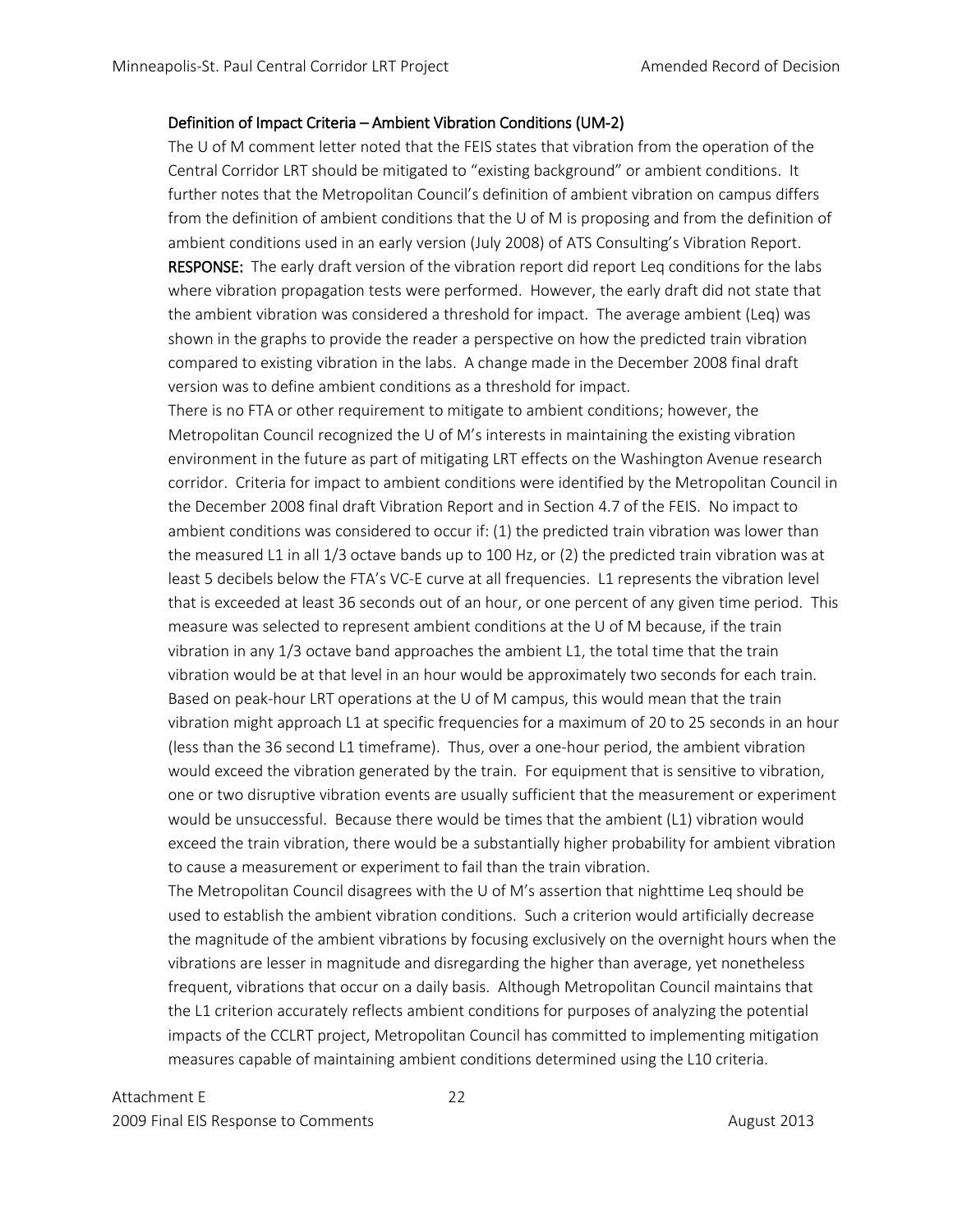### Definition of Impact Criteria – Ambient Vibration Conditions (UM-2)

The U of M comment letter noted that the FEIS states that vibration from the operation of the Central Corridor LRT should be mitigated to "existing background" or ambient conditions. It further notes that the Metropolitan Council's definition of ambient vibration on campus differs from the definition of ambient conditions that the U of M is proposing and from the definition of ambient conditions used in an early version (July 2008) of ATS Consulting's Vibration Report.

**RESPONSE:** The early draft version of the vibration report did report Leq conditions for the labs where vibration propagation tests were performed. However, the early draft did not state that the ambient vibration was considered a threshold for impact. The average ambient (Leq) was shown in the graphs to provide the reader a perspective on how the predicted train vibration compared to existing vibration in the labs. A change made in the December 2008 final draft version was to define ambient conditions as a threshold for impact.

There is no FTA or other requirement to mitigate to ambient conditions; however, the Metropolitan Council recognized the U of M's interests in maintaining the existing vibration environment in the future as part of mitigating LRT effects on the Washington Avenue research corridor. Criteria for impact to ambient conditions were identified by the Metropolitan Council in the December 2008 final draft Vibration Report and in Section 4.7 of the FEIS. No impact to ambient conditions was considered to occur if: (1) the predicted train vibration was lower than the measured L1 in all 1/3 octave bands up to 100 Hz, or (2) the predicted train vibration was at least 5 decibels below the FTA's VC-E curve at all frequencies. L1 represents the vibration level that is exceeded at least 36 seconds out of an hour, or one percent of any given time period. This measure was selected to represent ambient conditions at the U of M because, if the train vibration in any 1/3 octave band approaches the ambient L1, the total time that the train vibration would be at that level in an hour would be approximately two seconds for each train. Based on peak-hour LRT operations at the U of M campus, this would mean that the train vibration might approach L1 at specific frequencies for a maximum of 20 to 25 seconds in an hour (less than the 36 second L1 timeframe). Thus, over a one-hour period, the ambient vibration would exceed the vibration generated by the train. For equipment that is sensitive to vibration, one or two disruptive vibration events are usually sufficient that the measurement or experiment would be unsuccessful. Because there would be times that the ambient (L1) vibration would exceed the train vibration, there would be a substantially higher probability for ambient vibration to cause a measurement or experiment to fail than the train vibration.

The Metropolitan Council disagrees with the U of M's assertion that nighttime Leq should be used to establish the ambient vibration conditions. Such a criterion would artificially decrease the magnitude of the ambient vibrations by focusing exclusively on the overnight hours when the vibrations are lesser in magnitude and disregarding the higher than average, yet nonetheless frequent, vibrations that occur on a daily basis. Although Metropolitan Council maintains that the L1 criterion accurately reflects ambient conditions for purposes of analyzing the potential impacts of the CCLRT project, Metropolitan Council has committed to implementing mitigation measures capable of maintaining ambient conditions determined using the L10 criteria.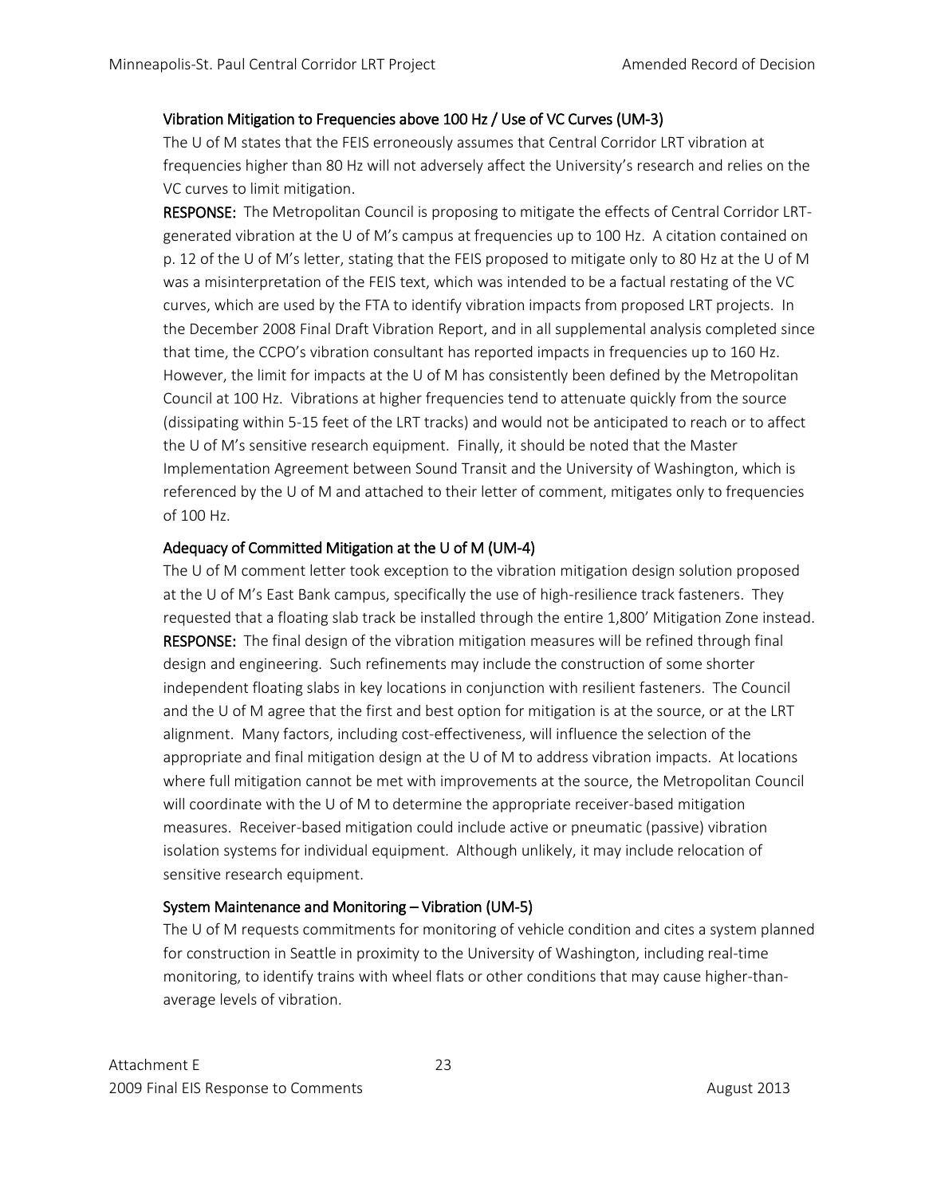### Vibration Mitigation to Frequencies above 100 Hz / Use of VC Curves (UM-3)

The U of M states that the FEIS erroneously assumes that Central Corridor LRT vibration at frequencies higher than 80 Hz will not adversely affect the University's research and relies on the VC curves to limit mitigation.

**RESPONSE:** The Metropolitan Council is proposing to mitigate the effects of Central Corridor LRT-generated vibration at the U of M's campus at frequencies up to 100 Hz. A citation contained on p. 12 of the U of M's letter, stating that the FEIS proposed to mitigate only to 80 Hz at the U of M was a misinterpretation of the FEIS text, which was intended to be a factual restating of the VC curves, which are used by the FTA to identify vibration impacts from proposed LRT projects. In the December 2008 Final Draft Vibration Report, and in all supplemental analysis completed since that time, the CCPO's vibration consultant has reported impacts in frequencies up to 160 Hz. However, the limit for impacts at the U of M has consistently been defined by the Metropolitan Council at 100 Hz. Vibrations at higher frequencies tend to attenuate quickly from the source (dissipating within 5-15 feet of the LRT tracks) and would not be anticipated to reach or to affect the U of M's sensitive research equipment. Finally, it should be noted that the Master Implementation Agreement between Sound Transit and the University of Washington, which is referenced by the U of M and attached to their letter of comment, mitigates only to frequencies of 100 Hz.

### Adequacy of Committed Mitigation at the U of M (UM-4)

The U of M comment letter took exception to the vibration mitigation design solution proposed at the U of M's East Bank campus, specifically the use of high-resilience track fasteners. They requested that a floating slab track be installed through the entire 1,800' Mitigation Zone instead.

**RESPONSE:** The final design of the vibration mitigation measures will be refined through final design and engineering. Such refinements may include the construction of some shorter independent floating slabs in key locations in conjunction with resilient fasteners. The Council and the U of M agree that the first and best option for mitigation is at the source, or at the LRT alignment. Many factors, including cost-effectiveness, will influence the selection of the appropriate and final mitigation design at the U of M to address vibration impacts. At locations where full mitigation cannot be met with improvements at the source, the Metropolitan Council will coordinate with the U of M to determine the appropriate receiver-based mitigation measures. Receiver-based mitigation could include active or pneumatic (passive) vibration isolation systems for individual equipment. Although unlikely, it may include relocation of sensitive research equipment.

### System Maintenance and Monitoring – Vibration (UM-5)

The U of M requests commitments for monitoring of vehicle condition and cites a system planned for construction in Seattle in proximity to the University of Washington, including real-time monitoring, to identify trains with wheel flats or other conditions that may cause higher-than-average levels of vibration.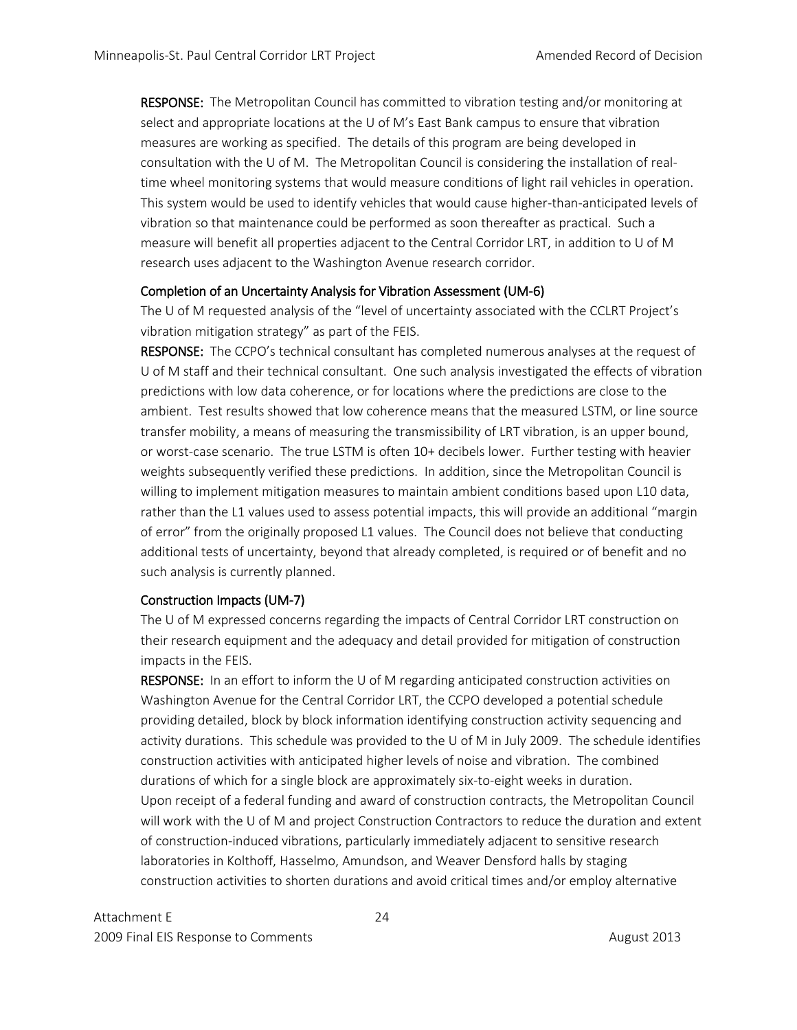**RESPONSE:** The Metropolitan Council has committed to vibration testing and/or monitoring at select and appropriate locations at the U of M's East Bank campus to ensure that vibration measures are working as specified. The details of this program are being developed in consultation with the U of M. The Metropolitan Council is considering the installation of real-time wheel monitoring systems that would measure conditions of light rail vehicles in operation. This system would be used to identify vehicles that would cause higher-than-anticipated levels of vibration so that maintenance could be performed as soon thereafter as practical. Such a measure will benefit all properties adjacent to the Central Corridor LRT, in addition to U of M research uses adjacent to the Washington Avenue research corridor.

### Completion of an Uncertainty Analysis for Vibration Assessment (UM-6)

The U of M requested analysis of the "level of uncertainty associated with the CCLRT Project's vibration mitigation strategy" as part of the FEIS.

**RESPONSE:** The CCPO's technical consultant has completed numerous analyses at the request of U of M staff and their technical consultant. One such analysis investigated the effects of vibration predictions with low data coherence, or for locations where the predictions are close to the ambient. Test results showed that low coherence means that the measured LSTM, or line source transfer mobility, a means of measuring the transmissibility of LRT vibration, is an upper bound, or worst-case scenario. The true LSTM is often 10+ decibels lower. Further testing with heavier weights subsequently verified these predictions. In addition, since the Metropolitan Council is willing to implement mitigation measures to maintain ambient conditions based upon L10 data, rather than the L1 values used to assess potential impacts, this will provide an additional "margin of error" from the originally proposed L1 values. The Council does not believe that conducting additional tests of uncertainty, beyond that already completed, is required or of benefit and no such analysis is currently planned.

### Construction Impacts (UM-7)

The U of M expressed concerns regarding the impacts of Central Corridor LRT construction on their research equipment and the adequacy and detail provided for mitigation of construction impacts in the FEIS.

**RESPONSE:** In an effort to inform the U of M regarding anticipated construction activities on Washington Avenue for the Central Corridor LRT, the CCPO developed a potential schedule providing detailed, block by block information identifying construction activity sequencing and activity durations. This schedule was provided to the U of M in July 2009. The schedule identifies construction activities with anticipated higher levels of noise and vibration. The combined durations of which for a single block are approximately six-to-eight weeks in duration.

Upon receipt of a federal funding and award of construction contracts, the Metropolitan Council will work with the U of M and project Construction Contractors to reduce the duration and extent of construction-induced vibrations, particularly immediately adjacent to sensitive research laboratories in Kolthoff, Hasselmo, Amundson, and Weaver Densford halls by staging construction activities to shorten durations and avoid critical times and/or employ alternative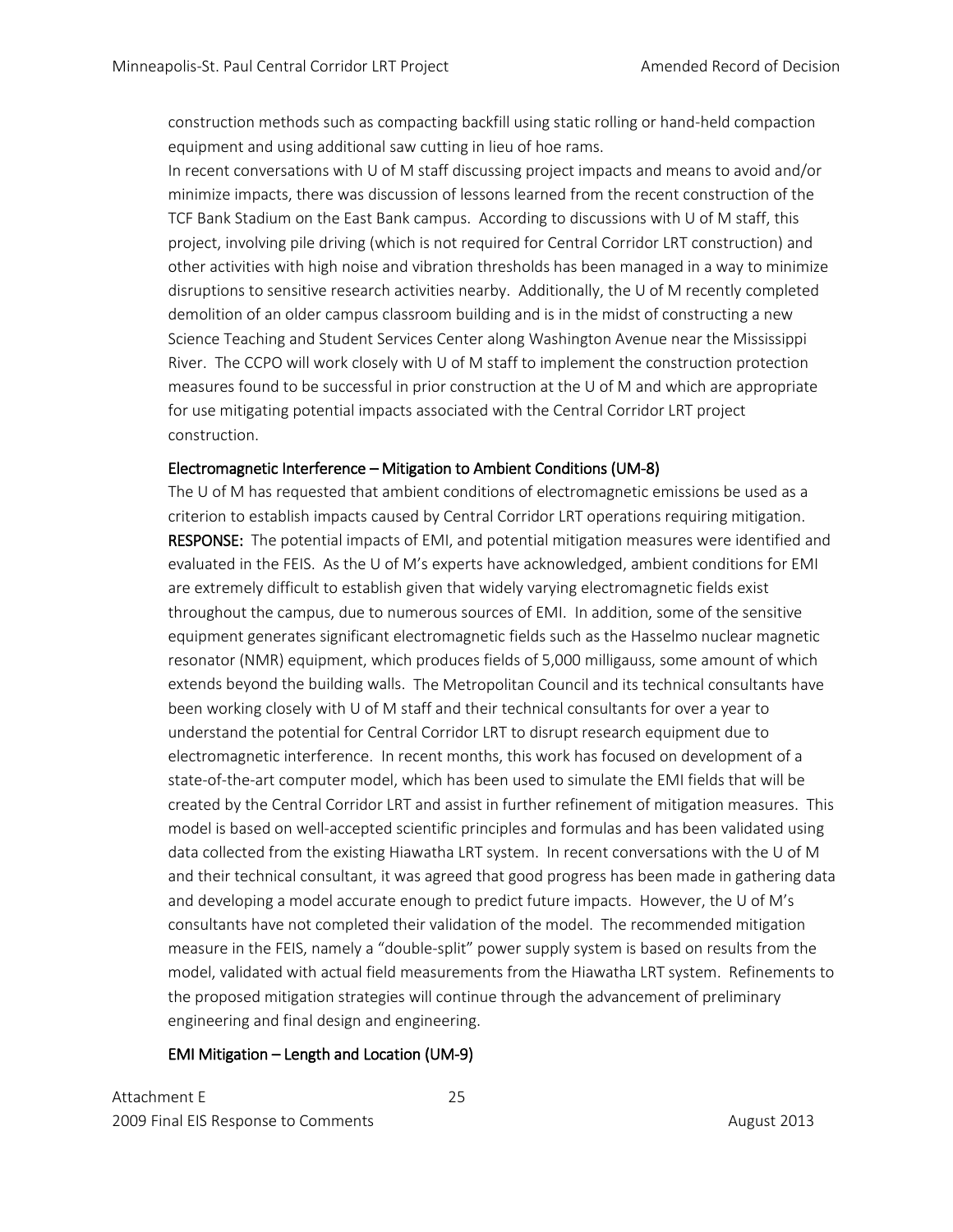construction methods such as compacting backfill using static rolling or hand-held compaction equipment and using additional saw cutting in lieu of hoe rams.

In recent conversations with U of M staff discussing project impacts and means to avoid and/or minimize impacts, there was discussion of lessons learned from the recent construction of the TCF Bank Stadium on the East Bank campus. According to discussions with U of M staff, this project, involving pile driving (which is not required for Central Corridor LRT construction) and other activities with high noise and vibration thresholds has been managed in a way to minimize disruptions to sensitive research activities nearby. Additionally, the U of M recently completed demolition of an older campus classroom building and is in the midst of constructing a new Science Teaching and Student Services Center along Washington Avenue near the Mississippi River. The CCPO will work closely with U of M staff to implement the construction protection measures found to be successful in prior construction at the U of M and which are appropriate for use mitigating potential impacts associated with the Central Corridor LRT project construction.

#### Electromagnetic Interference – Mitigation to Ambient Conditions (UM-8)

The U of M has requested that ambient conditions of electromagnetic emissions be used as a criterion to establish impacts caused by Central Corridor LRT operations requiring mitigation.

**RESPONSE:** The potential impacts of EMI, and potential mitigation measures were identified and evaluated in the FEIS. As the U of M's experts have acknowledged, ambient conditions for EMI are extremely difficult to establish given that widely varying electromagnetic fields exist throughout the campus, due to numerous sources of EMI. In addition, some of the sensitive equipment generates significant electromagnetic fields such as the Hasselmo nuclear magnetic resonator (NMR) equipment, which produces fields of 5,000 milligauss, some amount of which extends beyond the building walls. The Metropolitan Council and its technical consultants have been working closely with U of M staff and their technical consultants for over a year to understand the potential for Central Corridor LRT to disrupt research equipment due to electromagnetic interference. In recent months, this work has focused on development of a state-of-the-art computer model, which has been used to simulate the EMI fields that will be created by the Central Corridor LRT and assist in further refinement of mitigation measures. This model is based on well-accepted scientific principles and formulas and has been validated using data collected from the existing Hiawatha LRT system. In recent conversations with the U of M and their technical consultant, it was agreed that good progress has been made in gathering data and developing a model accurate enough to predict future impacts. However, the U of M's consultants have not completed their validation of the model. The recommended mitigation measure in the FEIS, namely a "double-split" power supply system is based on results from the model, validated with actual field measurements from the Hiawatha LRT system. Refinements to the proposed mitigation strategies will continue through the advancement of preliminary engineering and final design and engineering.

#### EMI Mitigation – Length and Location (UM-9)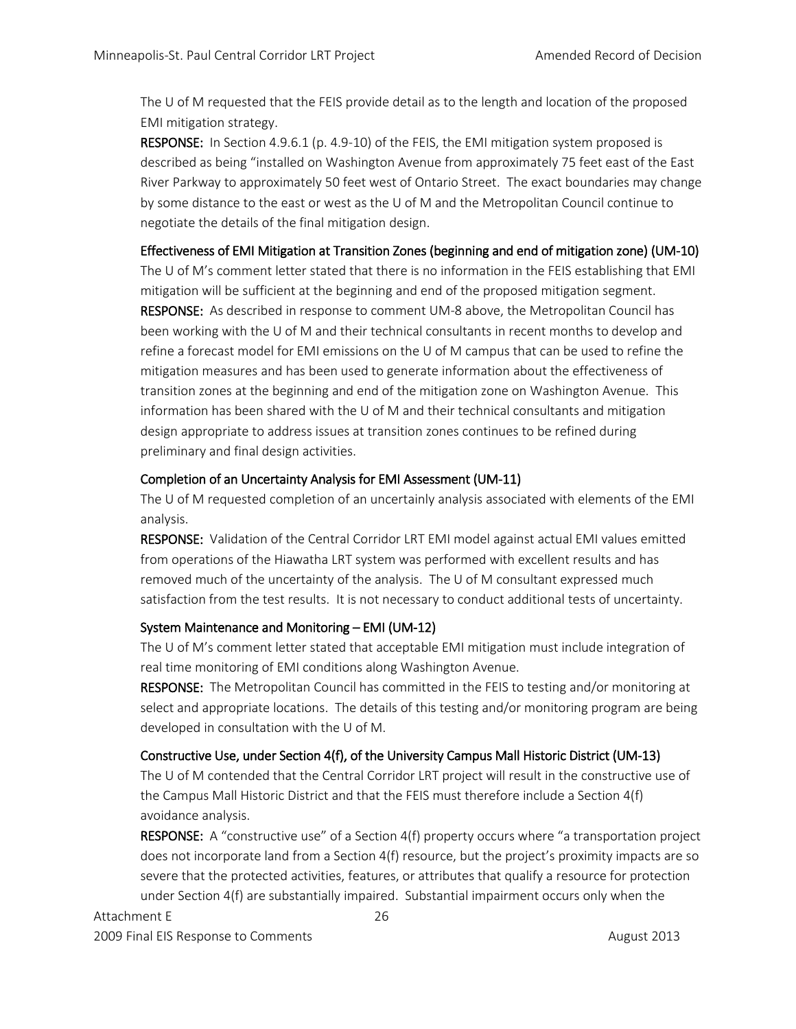The U of M requested that the FEIS provide detail as to the length and location of the proposed EMI mitigation strategy.

**RESPONSE:** In Section 4.9.6.1 (p. 4.9-10) of the FEIS, the EMI mitigation system proposed is described as being "installed on Washington Avenue from approximately 75 feet east of the East River Parkway to approximately 50 feet west of Ontario Street. The exact boundaries may change by some distance to the east or west as the U of M and the Metropolitan Council continue to negotiate the details of the final mitigation design.

### Effectiveness of EMI Mitigation at Transition Zones (beginning and end of mitigation zone) (UM-10)

The U of M's comment letter stated that there is no information in the FEIS establishing that EMI mitigation will be sufficient at the beginning and end of the proposed mitigation segment.

**RESPONSE:** As described in response to comment UM-8 above, the Metropolitan Council has been working with the U of M and their technical consultants in recent months to develop and refine a forecast model for EMI emissions on the U of M campus that can be used to refine the mitigation measures and has been used to generate information about the effectiveness of transition zones at the beginning and end of the mitigation zone on Washington Avenue. This information has been shared with the U of M and their technical consultants and mitigation design appropriate to address issues at transition zones continues to be refined during preliminary and final design activities.

### Completion of an Uncertainty Analysis for EMI Assessment (UM-11)

The U of M requested completion of an uncertainly analysis associated with elements of the EMI analysis.

**RESPONSE:** Validation of the Central Corridor LRT EMI model against actual EMI values emitted from operations of the Hiawatha LRT system was performed with excellent results and has removed much of the uncertainty of the analysis. The U of M consultant expressed much satisfaction from the test results. It is not necessary to conduct additional tests of uncertainty.

### System Maintenance and Monitoring – EMI (UM-12)

The U of M's comment letter stated that acceptable EMI mitigation must include integration of real time monitoring of EMI conditions along Washington Avenue.

**RESPONSE:** The Metropolitan Council has committed in the FEIS to testing and/or monitoring at select and appropriate locations. The details of this testing and/or monitoring program are being developed in consultation with the U of M.

### Constructive Use, under Section 4(f), of the University Campus Mall Historic District (UM-13)

The U of M contended that the Central Corridor LRT project will result in the constructive use of the Campus Mall Historic District and that the FEIS must therefore include a Section 4(f) avoidance analysis.

**RESPONSE:** A "constructive use" of a Section 4(f) property occurs where "a transportation project does not incorporate land from a Section 4(f) resource, but the project's proximity impacts are so severe that the protected activities, features, or attributes that qualify a resource for protection under Section 4(f) are substantially impaired. Substantial impairment occurs only when the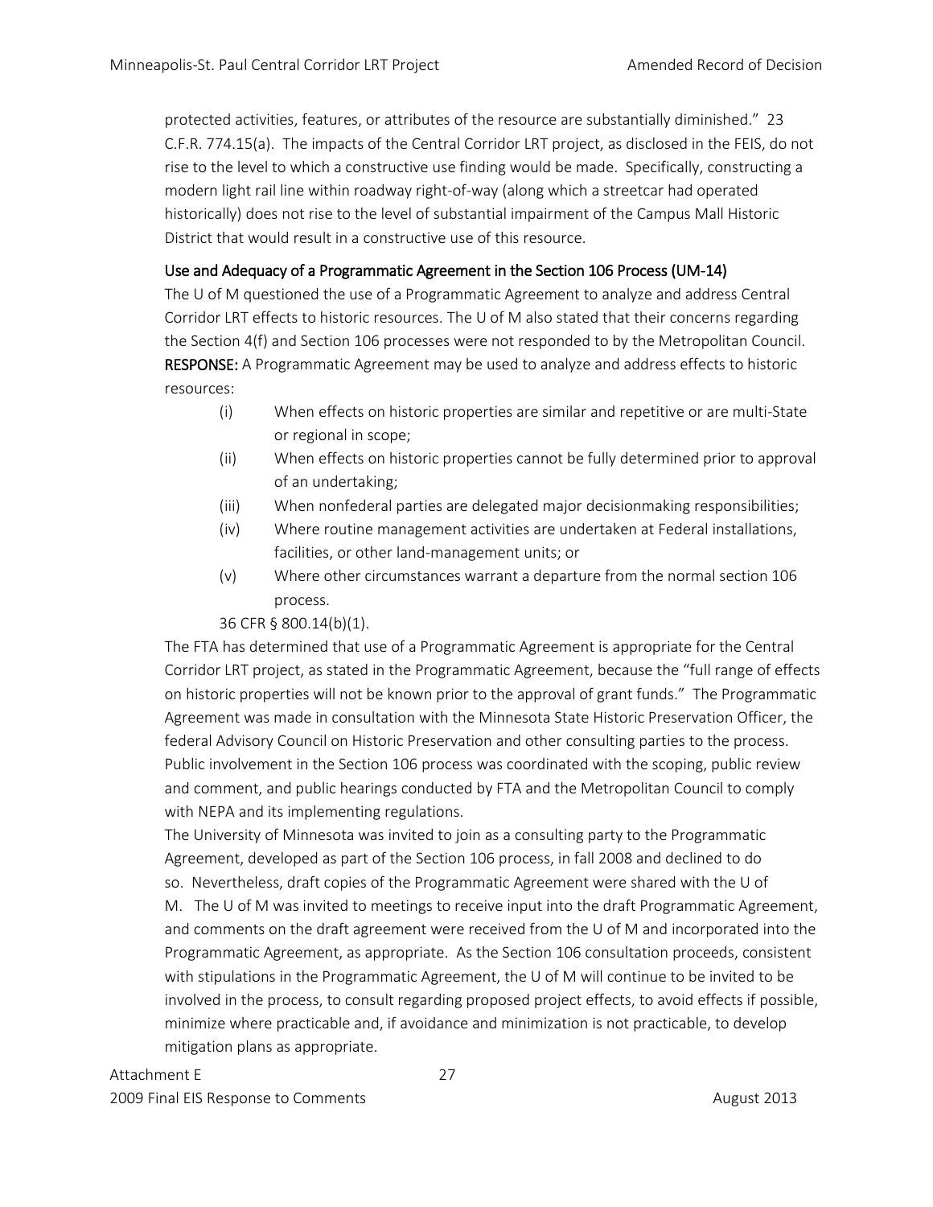protected activities, features, or attributes of the resource are substantially diminished." 23 C.F.R. 774.15(a). The impacts of the Central Corridor LRT project, as disclosed in the FEIS, do not rise to the level to which a constructive use finding would be made. Specifically, constructing a modern light rail line within roadway right-of-way (along which a streetcar had operated historically) does not rise to the level of substantial impairment of the Campus Mall Historic District that would result in a constructive use of this resource.

### Use and Adequacy of a Programmatic Agreement in the Section 106 Process (UM-14)

The U of M questioned the use of a Programmatic Agreement to analyze and address Central Corridor LRT effects to historic resources. The U of M also stated that their concerns regarding the Section 4(f) and Section 106 processes were not responded to by the Metropolitan Council.

**RESPONSE:** A Programmatic Agreement may be used to analyze and address effects to historic resources:

(i) When effects on historic properties are similar and repetitive or are multi-State or regional in scope;

(ii) When effects on historic properties cannot be fully determined prior to approval of an undertaking;

(iii) When nonfederal parties are delegated major decisionmaking responsibilities;

(iv) Where routine management activities are undertaken at Federal installations, facilities, or other land-management units; or

(v) Where other circumstances warrant a departure from the normal section 106 process.

36 CFR § 800.14(b)(1).

The FTA has determined that use of a Programmatic Agreement is appropriate for the Central Corridor LRT project, as stated in the Programmatic Agreement, because the "full range of effects on historic properties will not be known prior to the approval of grant funds." The Programmatic Agreement was made in consultation with the Minnesota State Historic Preservation Officer, the federal Advisory Council on Historic Preservation and other consulting parties to the process. Public involvement in the Section 106 process was coordinated with the scoping, public review and comment, and public hearings conducted by FTA and the Metropolitan Council to comply with NEPA and its implementing regulations.

The University of Minnesota was invited to join as a consulting party to the Programmatic Agreement, developed as part of the Section 106 process, in fall 2008 and declined to do so. Nevertheless, draft copies of the Programmatic Agreement were shared with the U of M. The U of M was invited to meetings to receive input into the draft Programmatic Agreement, and comments on the draft agreement were received from the U of M and incorporated into the Programmatic Agreement, as appropriate. As the Section 106 consultation proceeds, consistent with stipulations in the Programmatic Agreement, the U of M will continue to be invited to be involved in the process, to consult regarding proposed project effects, to avoid effects if possible, minimize where practicable and, if avoidance and minimization is not practicable, to develop mitigation plans as appropriate.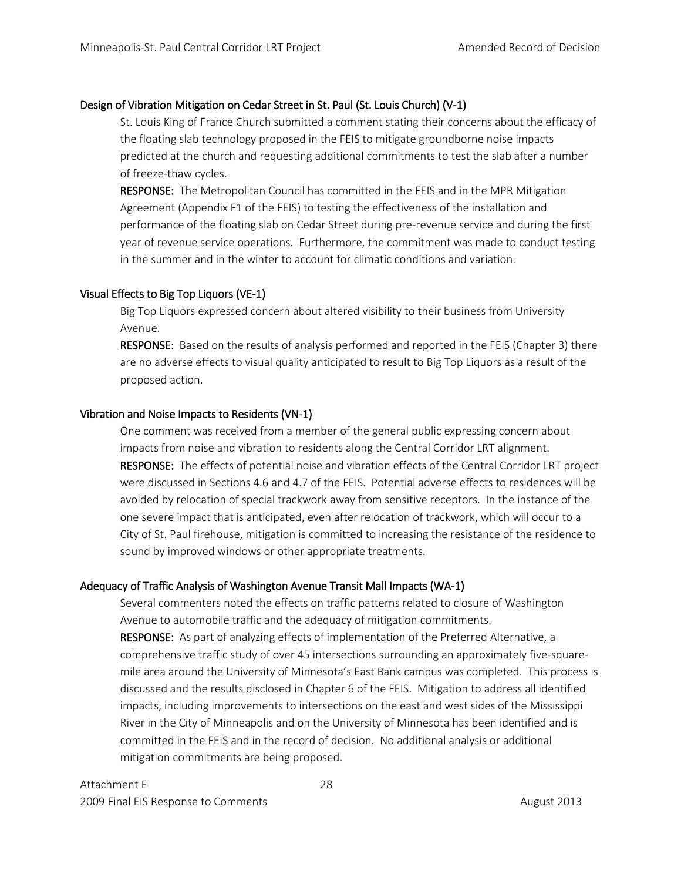### Design of Vibration Mitigation on Cedar Street in St. Paul (St. Louis Church) (V-1)

St. Louis King of France Church submitted a comment stating their concerns about the efficacy of the floating slab technology proposed in the FEIS to mitigate groundborne noise impacts predicted at the church and requesting additional commitments to test the slab after a number of freeze-thaw cycles.

**RESPONSE:** The Metropolitan Council has committed in the FEIS and in the MPR Mitigation Agreement (Appendix F1 of the FEIS) to testing the effectiveness of the installation and performance of the floating slab on Cedar Street during pre-revenue service and during the first year of revenue service operations. Furthermore, the commitment was made to conduct testing in the summer and in the winter to account for climatic conditions and variation.

### Visual Effects to Big Top Liquors (VE-1)

Big Top Liquors expressed concern about altered visibility to their business from University Avenue.

**RESPONSE:** Based on the results of analysis performed and reported in the FEIS (Chapter 3) there are no adverse effects to visual quality anticipated to result to Big Top Liquors as a result of the proposed action.

### Vibration and Noise Impacts to Residents (VN-1)

One comment was received from a member of the general public expressing concern about impacts from noise and vibration to residents along the Central Corridor LRT alignment.

**RESPONSE:** The effects of potential noise and vibration effects of the Central Corridor LRT project were discussed in Sections 4.6 and 4.7 of the FEIS. Potential adverse effects to residences will be avoided by relocation of special trackwork away from sensitive receptors. In the instance of the one severe impact that is anticipated, even after relocation of trackwork, which will occur to a City of St. Paul firehouse, mitigation is committed to increasing the resistance of the residence to sound by improved windows or other appropriate treatments.

### Adequacy of Traffic Analysis of Washington Avenue Transit Mall Impacts (WA-1)

Several commenters noted the effects on traffic patterns related to closure of Washington Avenue to automobile traffic and the adequacy of mitigation commitments.

**RESPONSE:** As part of analyzing effects of implementation of the Preferred Alternative, a comprehensive traffic study of over 45 intersections surrounding an approximately five-square-mile area around the University of Minnesota's East Bank campus was completed. This process is discussed and the results disclosed in Chapter 6 of the FEIS. Mitigation to address all identified impacts, including improvements to intersections on the east and west sides of the Mississippi River in the City of Minneapolis and on the University of Minnesota has been identified and is committed in the FEIS and in the record of decision. No additional analysis or additional mitigation commitments are being proposed.